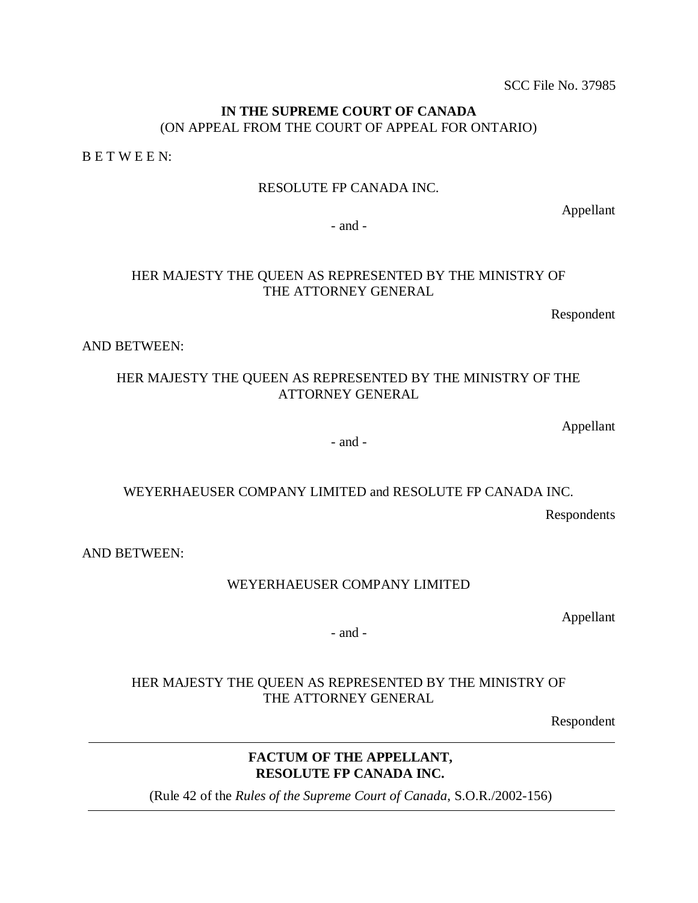SCC File No. 37985

**IN THE SUPREME COURT OF CANADA**
(ON APPEAL FROM THE COURT OF APPEAL FOR ONTARIO)

B E T W E E N:

RESOLUTE FP CANADA INC.

Appellant

- and -

HER MAJESTY THE QUEEN AS REPRESENTED BY THE MINISTRY OF THE ATTORNEY GENERAL

Respondent

AND BETWEEN:

HER MAJESTY THE QUEEN AS REPRESENTED BY THE MINISTRY OF THE ATTORNEY GENERAL

Appellant

- and -

WEYERHAEUSER COMPANY LIMITED and RESOLUTE FP CANADA INC.

Respondents

AND BETWEEN:

WEYERHAEUSER COMPANY LIMITED

Appellant

- and -

HER MAJESTY THE QUEEN AS REPRESENTED BY THE MINISTRY OF THE ATTORNEY GENERAL

Respondent

---

**FACTUM OF THE APPELLANT,**
**RESOLUTE FP CANADA INC.**

(Rule 42 of the *Rules of the Supreme Court of Canada*, S.O.R./2002-156)

---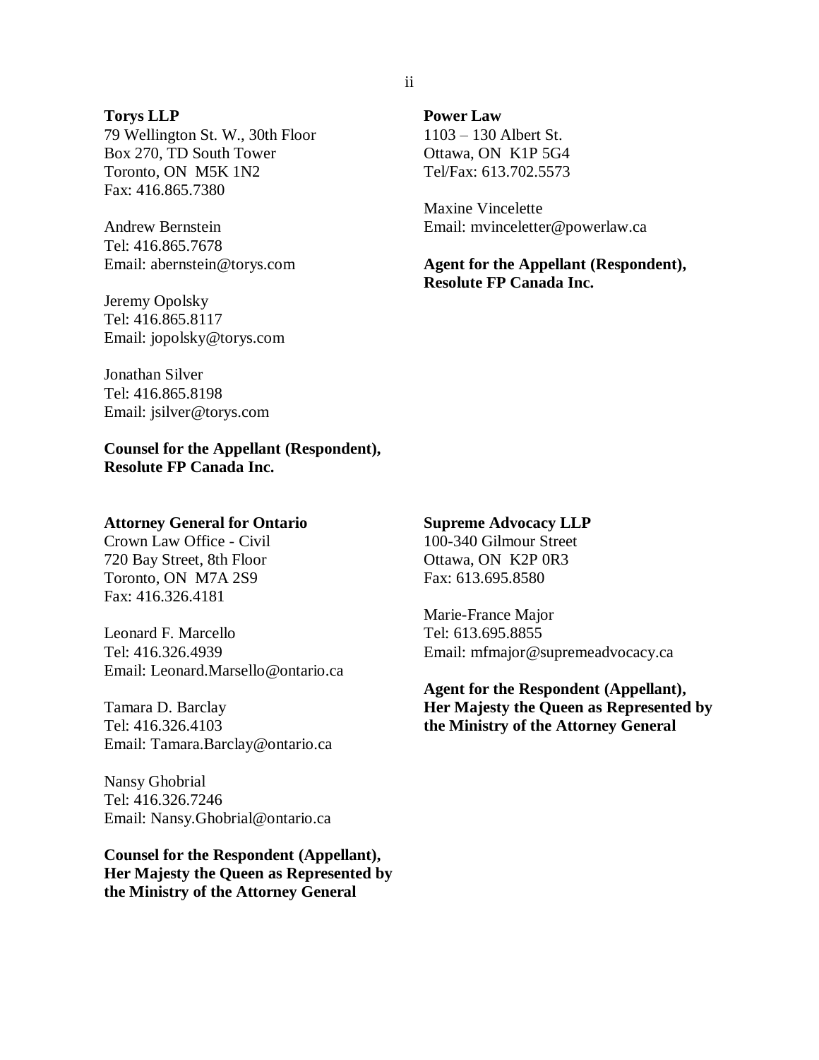**Torys LLP**
79 Wellington St. W., 30th Floor
Box 270, TD South Tower
Toronto, ON M5K 1N2
Fax: 416.865.7380

Andrew Bernstein
Tel: 416.865.7678
Email: abernstein@torys.com

Jeremy Opolsky
Tel: 416.865.8117
Email: jopolsky@torys.com

Jonathan Silver
Tel: 416.865.8198
Email: jsilver@torys.com

**Counsel for the Appellant (Respondent), Resolute FP Canada Inc.**

**Power Law**
1103 – 130 Albert St.
Ottawa, ON K1P 5G4
Tel/Fax: 613.702.5573

Maxine Vincelette
Email: mvinceletter@powerlaw.ca

**Agent for the Appellant (Respondent), Resolute FP Canada Inc.**

**Attorney General for Ontario**
Crown Law Office - Civil
720 Bay Street, 8th Floor
Toronto, ON M7A 2S9
Fax: 416.326.4181

Leonard F. Marcello
Tel: 416.326.4939
Email: Leonard.Marsello@ontario.ca

Tamara D. Barclay
Tel: 416.326.4103
Email: Tamara.Barclay@ontario.ca

Nansy Ghobrial
Tel: 416.326.7246
Email: Nansy.Ghobrial@ontario.ca

**Counsel for the Respondent (Appellant), Her Majesty the Queen as Represented by the Ministry of the Attorney General**

**Supreme Advocacy LLP**
100-340 Gilmour Street
Ottawa, ON K2P 0R3
Fax: 613.695.8580

Marie-France Major
Tel: 613.695.8855
Email: mfmajor@supremeadvocacy.ca

**Agent for the Respondent (Appellant), Her Majesty the Queen as Represented by the Ministry of the Attorney General**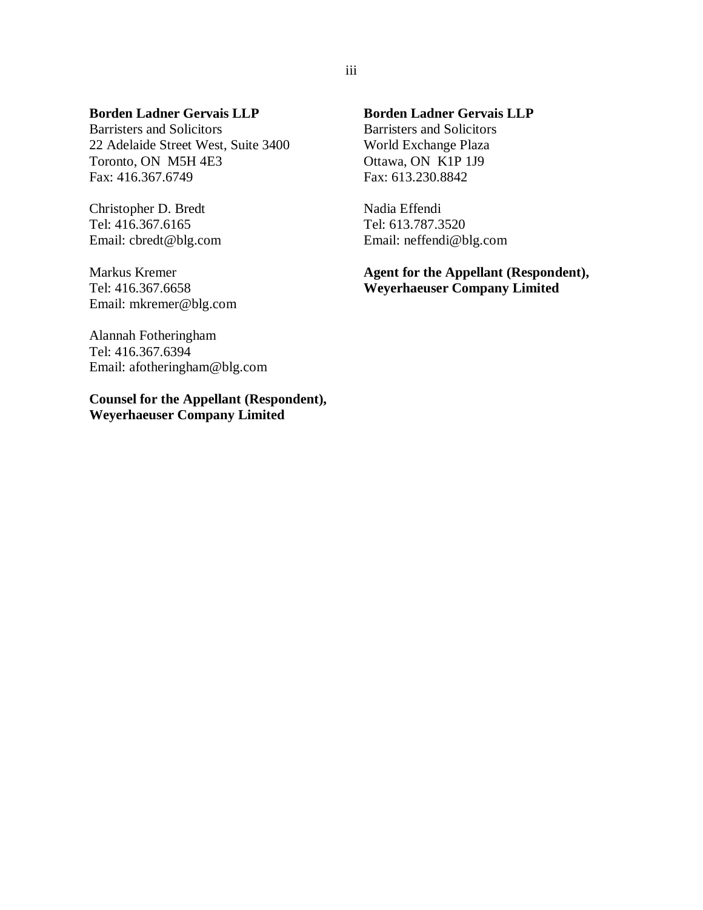**Borden Ladner Gervais LLP**
Barristers and Solicitors
22 Adelaide Street West, Suite 3400
Toronto, ON M5H 4E3
Fax: 416.367.6749

Christopher D. Bredt
Tel: 416.367.6165
Email: cbredt@blg.com

Markus Kremer
Tel: 416.367.6658
Email: mkremer@blg.com

Alannah Fotheringham
Tel: 416.367.6394
Email: afotheringham@blg.com

**Counsel for the Appellant (Respondent), Weyerhaeuser Company Limited**

**Borden Ladner Gervais LLP**
Barristers and Solicitors
World Exchange Plaza
Ottawa, ON K1P 1J9
Fax: 613.230.8842

Nadia Effendi
Tel: 613.787.3520
Email: neffendi@blg.com

**Agent for the Appellant (Respondent), Weyerhaeuser Company Limited**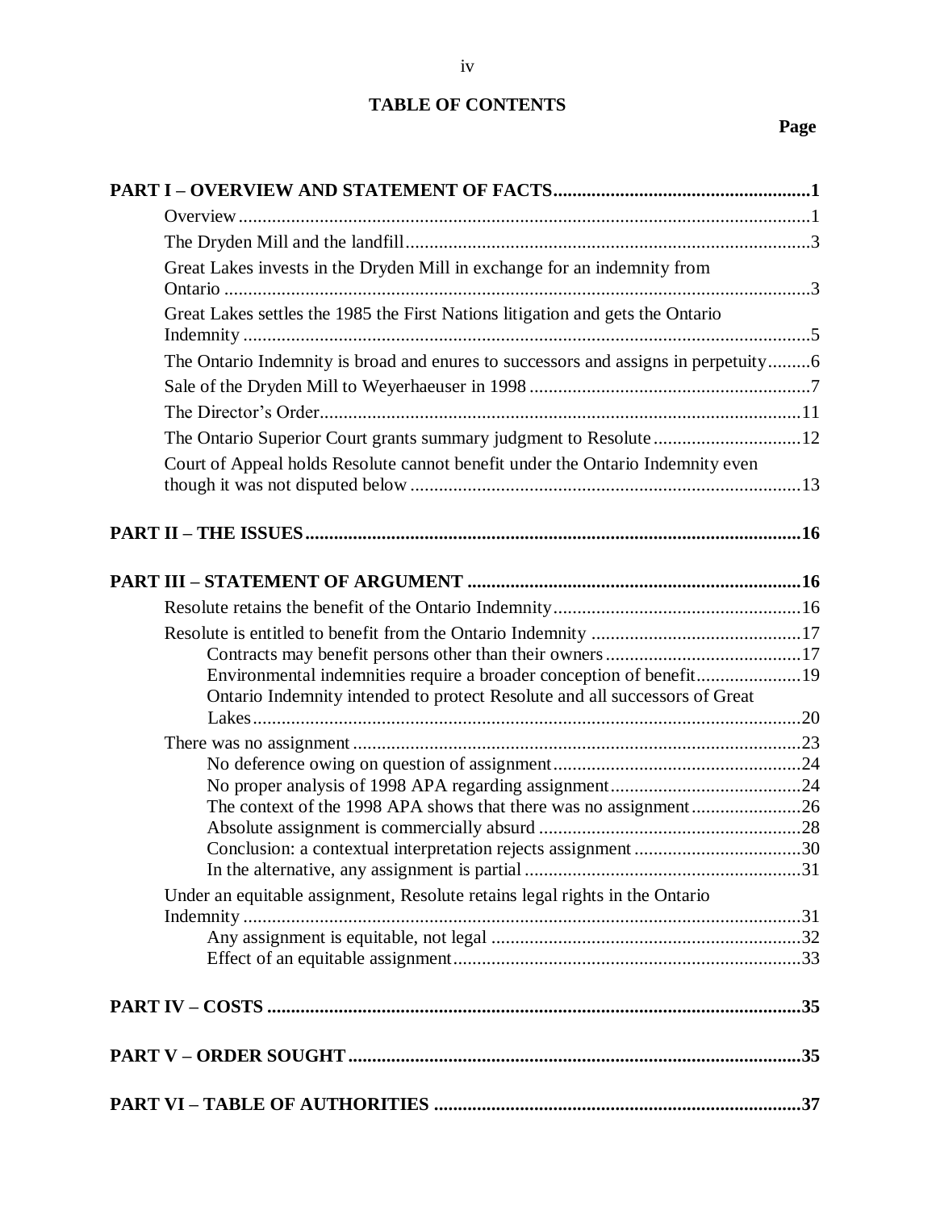# TABLE OF CONTENTS

| | Page |
|---|---|
| **PART I – OVERVIEW AND STATEMENT OF FACTS** | **1** |
| Overview | 1 |
| The Dryden Mill and the landfill | 3 |
| Great Lakes invests in the Dryden Mill in exchange for an indemnity from Ontario | 3 |
| Great Lakes settles the 1985 the First Nations litigation and gets the Ontario Indemnity | 5 |
| The Ontario Indemnity is broad and enures to successors and assigns in perpetuity | 6 |
| Sale of the Dryden Mill to Weyerhaeuser in 1998 | 7 |
| The Director's Order | 11 |
| The Ontario Superior Court grants summary judgment to Resolute | 12 |
| Court of Appeal holds Resolute cannot benefit under the Ontario Indemnity even though it was not disputed below | 13 |
| **PART II – THE ISSUES** | **16** |
| **PART III – STATEMENT OF ARGUMENT** | **16** |
| Resolute retains the benefit of the Ontario Indemnity | 16 |
| Resolute is entitled to benefit from the Ontario Indemnity | 17 |
| Contracts may benefit persons other than their owners | 17 |
| Environmental indemnities require a broader conception of benefit | 19 |
| Ontario Indemnity intended to protect Resolute and all successors of Great Lakes | 20 |
| There was no assignment | 23 |
| No deference owing on question of assignment | 24 |
| No proper analysis of 1998 APA regarding assignment | 24 |
| The context of the 1998 APA shows that there was no assignment | 26 |
| Absolute assignment is commercially absurd | 28 |
| Conclusion: a contextual interpretation rejects assignment | 30 |
| In the alternative, any assignment is partial | 31 |
| Under an equitable assignment, Resolute retains legal rights in the Ontario Indemnity | 31 |
| Any assignment is equitable, not legal | 32 |
| Effect of an equitable assignment | 33 |
| **PART IV – COSTS** | **35** |
| **PART V – ORDER SOUGHT** | **35** |
| **PART VI – TABLE OF AUTHORITIES** | **37** |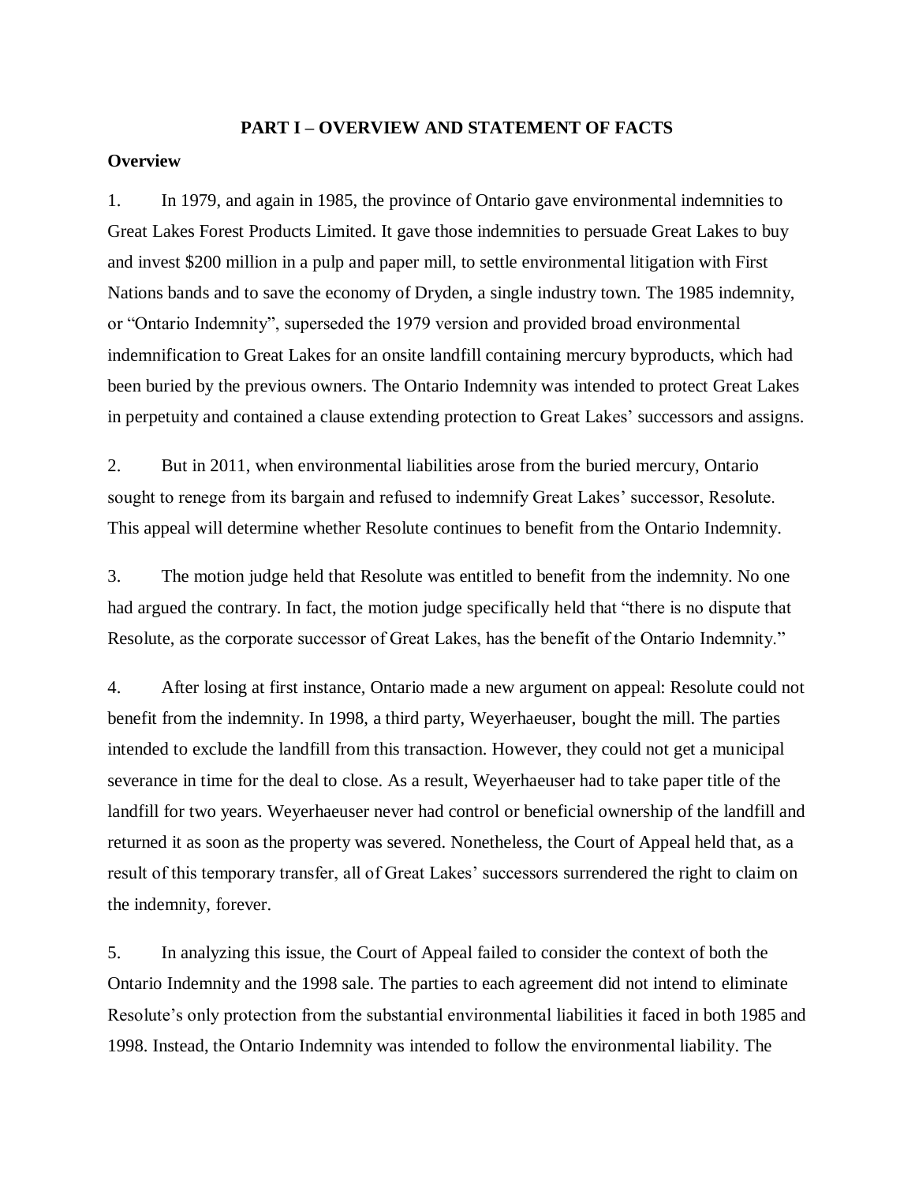# PART I – OVERVIEW AND STATEMENT OF FACTS

## Overview

1. In 1979, and again in 1985, the province of Ontario gave environmental indemnities to Great Lakes Forest Products Limited. It gave those indemnities to persuade Great Lakes to buy and invest $200 million in a pulp and paper mill, to settle environmental litigation with First Nations bands and to save the economy of Dryden, a single industry town. The 1985 indemnity, or "Ontario Indemnity", superseded the 1979 version and provided broad environmental indemnification to Great Lakes for an onsite landfill containing mercury byproducts, which had been buried by the previous owners. The Ontario Indemnity was intended to protect Great Lakes in perpetuity and contained a clause extending protection to Great Lakes' successors and assigns.

2. But in 2011, when environmental liabilities arose from the buried mercury, Ontario sought to renege from its bargain and refused to indemnify Great Lakes' successor, Resolute. This appeal will determine whether Resolute continues to benefit from the Ontario Indemnity.

3. The motion judge held that Resolute was entitled to benefit from the indemnity. No one had argued the contrary. In fact, the motion judge specifically held that "there is no dispute that Resolute, as the corporate successor of Great Lakes, has the benefit of the Ontario Indemnity."

4. After losing at first instance, Ontario made a new argument on appeal: Resolute could not benefit from the indemnity. In 1998, a third party, Weyerhaeuser, bought the mill. The parties intended to exclude the landfill from this transaction. However, they could not get a municipal severance in time for the deal to close. As a result, Weyerhaeuser had to take paper title of the landfill for two years. Weyerhaeuser never had control or beneficial ownership of the landfill and returned it as soon as the property was severed. Nonetheless, the Court of Appeal held that, as a result of this temporary transfer, all of Great Lakes' successors surrendered the right to claim on the indemnity, forever.

5. In analyzing this issue, the Court of Appeal failed to consider the context of both the Ontario Indemnity and the 1998 sale. The parties to each agreement did not intend to eliminate Resolute's only protection from the substantial environmental liabilities it faced in both 1985 and 1998. Instead, the Ontario Indemnity was intended to follow the environmental liability. The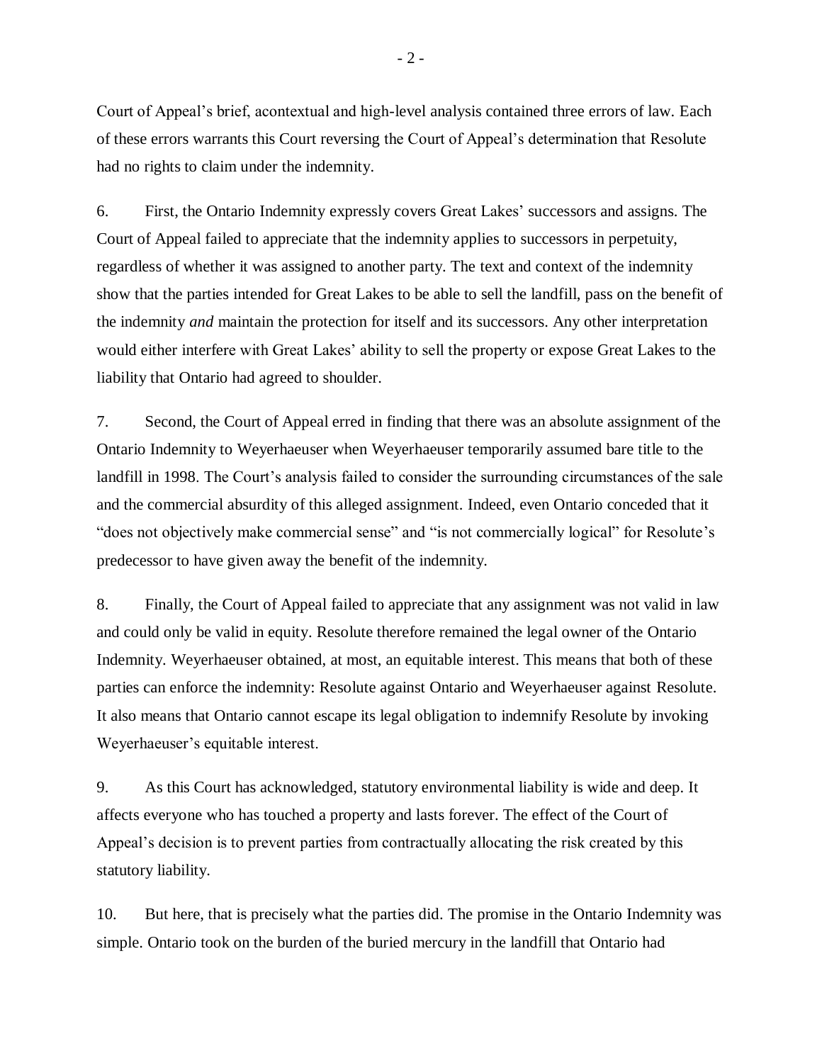Court of Appeal's brief, acontextual and high-level analysis contained three errors of law. Each of these errors warrants this Court reversing the Court of Appeal's determination that Resolute had no rights to claim under the indemnity.

6. First, the Ontario Indemnity expressly covers Great Lakes' successors and assigns. The Court of Appeal failed to appreciate that the indemnity applies to successors in perpetuity, regardless of whether it was assigned to another party. The text and context of the indemnity show that the parties intended for Great Lakes to be able to sell the landfill, pass on the benefit of the indemnity *and* maintain the protection for itself and its successors. Any other interpretation would either interfere with Great Lakes' ability to sell the property or expose Great Lakes to the liability that Ontario had agreed to shoulder.

7. Second, the Court of Appeal erred in finding that there was an absolute assignment of the Ontario Indemnity to Weyerhaeuser when Weyerhaeuser temporarily assumed bare title to the landfill in 1998. The Court's analysis failed to consider the surrounding circumstances of the sale and the commercial absurdity of this alleged assignment. Indeed, even Ontario conceded that it "does not objectively make commercial sense" and "is not commercially logical" for Resolute's predecessor to have given away the benefit of the indemnity.

8. Finally, the Court of Appeal failed to appreciate that any assignment was not valid in law and could only be valid in equity. Resolute therefore remained the legal owner of the Ontario Indemnity. Weyerhaeuser obtained, at most, an equitable interest. This means that both of these parties can enforce the indemnity: Resolute against Ontario and Weyerhaeuser against Resolute. It also means that Ontario cannot escape its legal obligation to indemnify Resolute by invoking Weyerhaeuser's equitable interest.

9. As this Court has acknowledged, statutory environmental liability is wide and deep. It affects everyone who has touched a property and lasts forever. The effect of the Court of Appeal's decision is to prevent parties from contractually allocating the risk created by this statutory liability.

10. But here, that is precisely what the parties did. The promise in the Ontario Indemnity was simple. Ontario took on the burden of the buried mercury in the landfill that Ontario had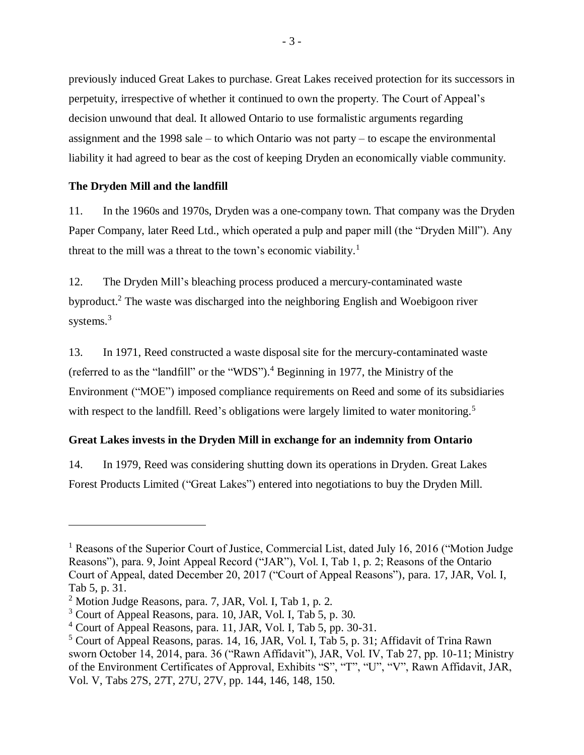previously induced Great Lakes to purchase. Great Lakes received protection for its successors in perpetuity, irrespective of whether it continued to own the property. The Court of Appeal's decision unwound that deal. It allowed Ontario to use formalistic arguments regarding assignment and the 1998 sale – to which Ontario was not party – to escape the environmental liability it had agreed to bear as the cost of keeping Dryden an economically viable community.

**The Dryden Mill and the landfill**

11. In the 1960s and 1970s, Dryden was a one-company town. That company was the Dryden Paper Company, later Reed Ltd., which operated a pulp and paper mill (the "Dryden Mill"). Any threat to the mill was a threat to the town's economic viability.[1]

12. The Dryden Mill's bleaching process produced a mercury-contaminated waste byproduct.[2] The waste was discharged into the neighboring English and Woebigoon river systems.[3]

13. In 1971, Reed constructed a waste disposal site for the mercury-contaminated waste (referred to as the "landfill" or the "WDS").[4] Beginning in 1977, the Ministry of the Environment ("MOE") imposed compliance requirements on Reed and some of its subsidiaries with respect to the landfill. Reed's obligations were largely limited to water monitoring.[5]

**Great Lakes invests in the Dryden Mill in exchange for an indemnity from Ontario**

14. In 1979, Reed was considering shutting down its operations in Dryden. Great Lakes Forest Products Limited ("Great Lakes") entered into negotiations to buy the Dryden Mill.

---

[1] Reasons of the Superior Court of Justice, Commercial List, dated July 16, 2016 ("Motion Judge Reasons"), para. 9, Joint Appeal Record ("JAR"), Vol. I, Tab 1, p. 2; Reasons of the Ontario Court of Appeal, dated December 20, 2017 ("Court of Appeal Reasons"), para. 17, JAR, Vol. I, Tab 5, p. 31.

[2] Motion Judge Reasons, para. 7, JAR, Vol. I, Tab 1, p. 2.

[3] Court of Appeal Reasons, para. 10, JAR, Vol. I, Tab 5, p. 30.

[4] Court of Appeal Reasons, para. 11, JAR, Vol. I, Tab 5, pp. 30-31.

[5] Court of Appeal Reasons, paras. 14, 16, JAR, Vol. I, Tab 5, p. 31; Affidavit of Trina Rawn sworn October 14, 2014, para. 36 ("Rawn Affidavit"), JAR, Vol. IV, Tab 27, pp. 10-11; Ministry of the Environment Certificates of Approval, Exhibits "S", "T", "U", "V", Rawn Affidavit, JAR, Vol. V, Tabs 27S, 27T, 27U, 27V, pp. 144, 146, 148, 150.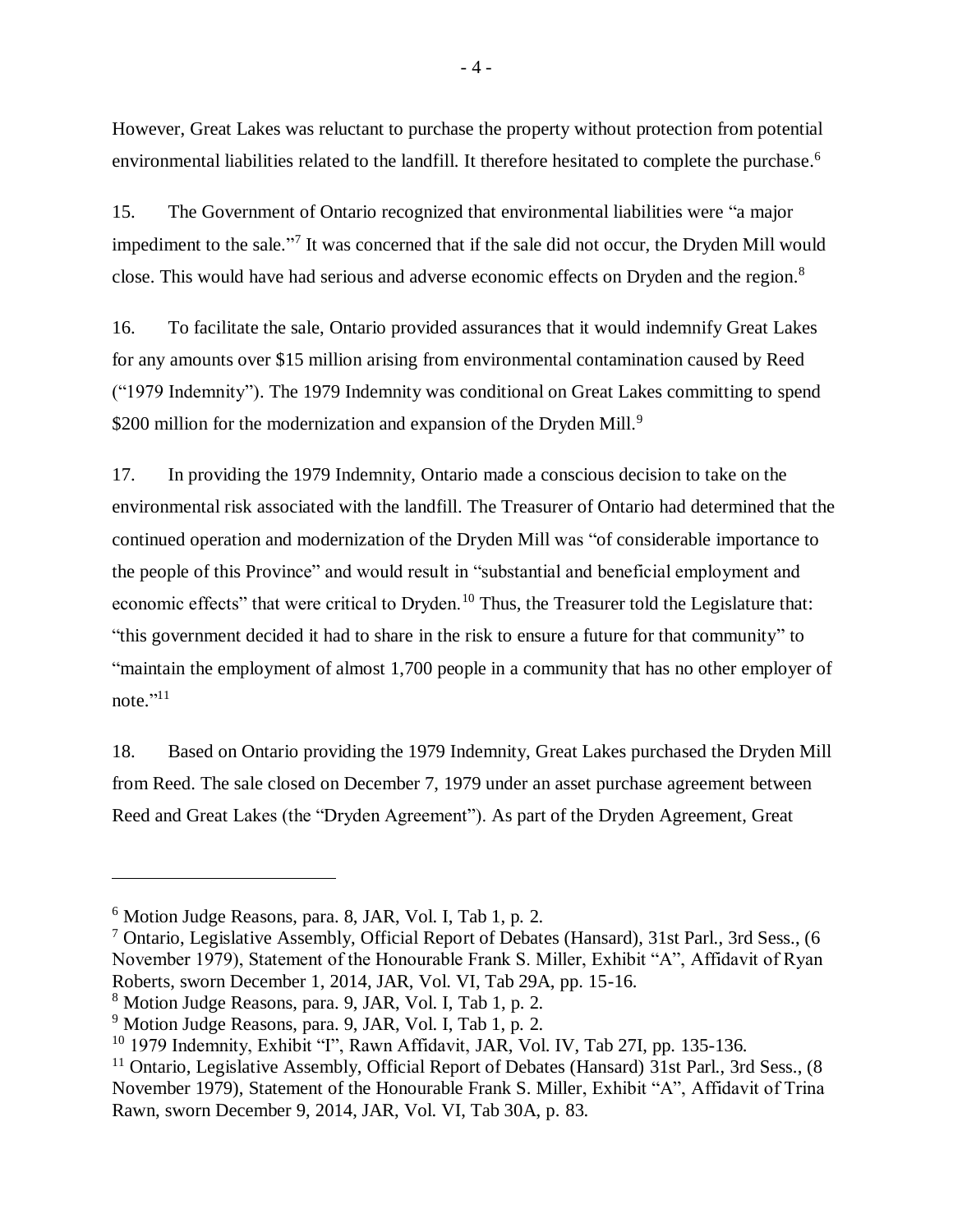However, Great Lakes was reluctant to purchase the property without protection from potential environmental liabilities related to the landfill. It therefore hesitated to complete the purchase.[6]

15. The Government of Ontario recognized that environmental liabilities were "a major impediment to the sale."[7] It was concerned that if the sale did not occur, the Dryden Mill would close. This would have had serious and adverse economic effects on Dryden and the region.[8]

16. To facilitate the sale, Ontario provided assurances that it would indemnify Great Lakes for any amounts over $15 million arising from environmental contamination caused by Reed ("1979 Indemnity"). The 1979 Indemnity was conditional on Great Lakes committing to spend $200 million for the modernization and expansion of the Dryden Mill.[9]

17. In providing the 1979 Indemnity, Ontario made a conscious decision to take on the environmental risk associated with the landfill. The Treasurer of Ontario had determined that the continued operation and modernization of the Dryden Mill was "of considerable importance to the people of this Province" and would result in "substantial and beneficial employment and economic effects" that were critical to Dryden.[10] Thus, the Treasurer told the Legislature that: "this government decided it had to share in the risk to ensure a future for that community" to "maintain the employment of almost 1,700 people in a community that has no other employer of note."[11]

18. Based on Ontario providing the 1979 Indemnity, Great Lakes purchased the Dryden Mill from Reed. The sale closed on December 7, 1979 under an asset purchase agreement between Reed and Great Lakes (the "Dryden Agreement"). As part of the Dryden Agreement, Great

---

[6] Motion Judge Reasons, para. 8, JAR, Vol. I, Tab 1, p. 2.

[7] Ontario, Legislative Assembly, Official Report of Debates (Hansard), 31st Parl., 3rd Sess., (6 November 1979), Statement of the Honourable Frank S. Miller, Exhibit "A", Affidavit of Ryan Roberts, sworn December 1, 2014, JAR, Vol. VI, Tab 29A, pp. 15-16.

[8] Motion Judge Reasons, para. 9, JAR, Vol. I, Tab 1, p. 2.

[9] Motion Judge Reasons, para. 9, JAR, Vol. I, Tab 1, p. 2.

[10] 1979 Indemnity, Exhibit "I", Rawn Affidavit, JAR, Vol. IV, Tab 27I, pp. 135-136.

[11] Ontario, Legislative Assembly, Official Report of Debates (Hansard) 31st Parl., 3rd Sess., (8 November 1979), Statement of the Honourable Frank S. Miller, Exhibit "A", Affidavit of Trina Rawn, sworn December 9, 2014, JAR, Vol. VI, Tab 30A, p. 83.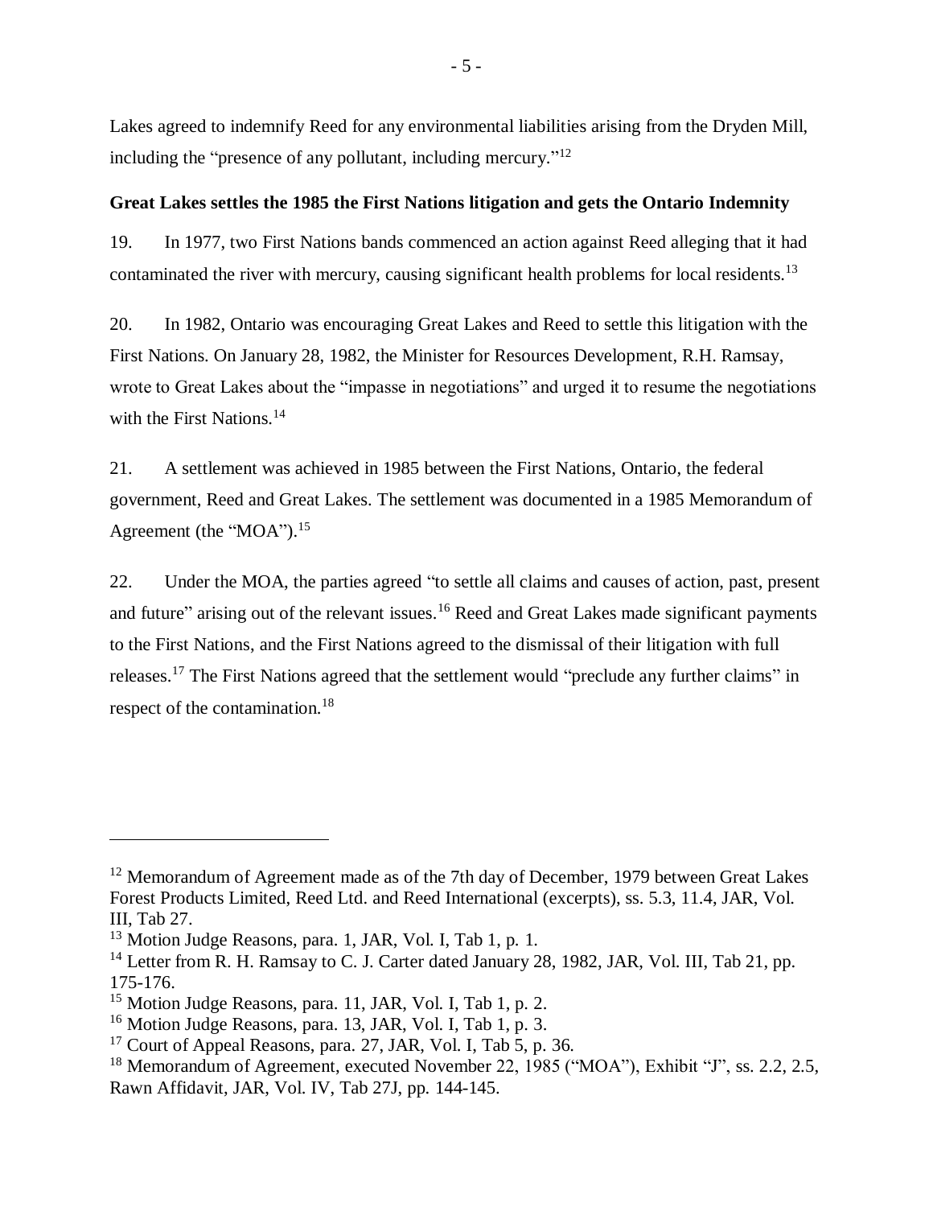Lakes agreed to indemnify Reed for any environmental liabilities arising from the Dryden Mill, including the "presence of any pollutant, including mercury."[12]

**Great Lakes settles the 1985 the First Nations litigation and gets the Ontario Indemnity**

19. In 1977, two First Nations bands commenced an action against Reed alleging that it had contaminated the river with mercury, causing significant health problems for local residents.[13]

20. In 1982, Ontario was encouraging Great Lakes and Reed to settle this litigation with the First Nations. On January 28, 1982, the Minister for Resources Development, R.H. Ramsay, wrote to Great Lakes about the "impasse in negotiations" and urged it to resume the negotiations with the First Nations.[14]

21. A settlement was achieved in 1985 between the First Nations, Ontario, the federal government, Reed and Great Lakes. The settlement was documented in a 1985 Memorandum of Agreement (the "MOA").[15]

22. Under the MOA, the parties agreed "to settle all claims and causes of action, past, present and future" arising out of the relevant issues.[16] Reed and Great Lakes made significant payments to the First Nations, and the First Nations agreed to the dismissal of their litigation with full releases.[17] The First Nations agreed that the settlement would "preclude any further claims" in respect of the contamination.[18]

---

[12] Memorandum of Agreement made as of the 7th day of December, 1979 between Great Lakes Forest Products Limited, Reed Ltd. and Reed International (excerpts), ss. 5.3, 11.4, JAR, Vol. III, Tab 27.

[13] Motion Judge Reasons, para. 1, JAR, Vol. I, Tab 1, p. 1.

[14] Letter from R. H. Ramsay to C. J. Carter dated January 28, 1982, JAR, Vol. III, Tab 21, pp. 175-176.

[15] Motion Judge Reasons, para. 11, JAR, Vol. I, Tab 1, p. 2.

[16] Motion Judge Reasons, para. 13, JAR, Vol. I, Tab 1, p. 3.

[17] Court of Appeal Reasons, para. 27, JAR, Vol. I, Tab 5, p. 36.

[18] Memorandum of Agreement, executed November 22, 1985 ("MOA"), Exhibit "J", ss. 2.2, 2.5, Rawn Affidavit, JAR, Vol. IV, Tab 27J, pp. 144-145.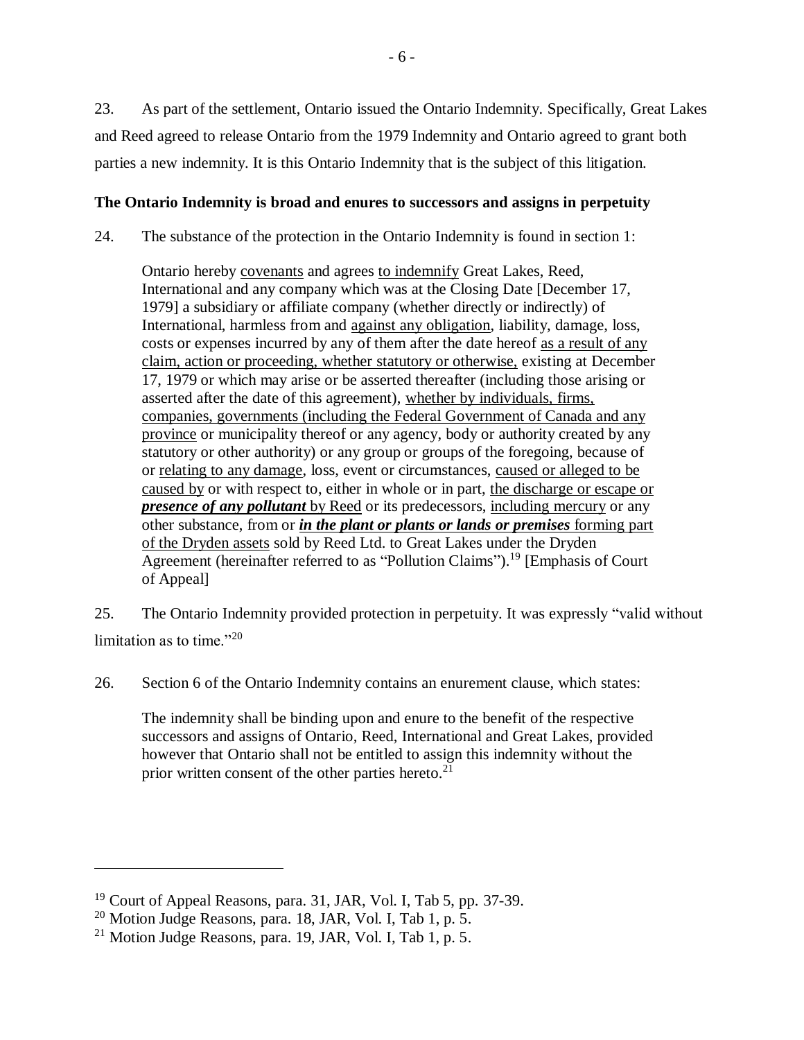23. As part of the settlement, Ontario issued the Ontario Indemnity. Specifically, Great Lakes and Reed agreed to release Ontario from the 1979 Indemnity and Ontario agreed to grant both parties a new indemnity. It is this Ontario Indemnity that is the subject of this litigation.

**The Ontario Indemnity is broad and enures to successors and assigns in perpetuity**

24. The substance of the protection in the Ontario Indemnity is found in section 1:

> Ontario hereby <u>covenants</u> and agrees <u>to indemnify</u> Great Lakes, Reed, International and any company which was at the Closing Date [December 17, 1979] a subsidiary or affiliate company (whether directly or indirectly) of International, harmless from and <u>against any obligation</u>, liability, damage, loss, costs or expenses incurred by any of them after the date hereof <u>as a result of any claim, action or proceeding, whether statutory or otherwise,</u> existing at December 17, 1979 or which may arise or be asserted thereafter (including those arising or asserted after the date of this agreement), <u>whether by individuals, firms, companies, governments (including the Federal Government of Canada and any province</u> or municipality thereof or any agency, body or authority created by any statutory or other authority) or any group or groups of the foregoing, because of or <u>relating to any damage</u>, loss, event or circumstances, <u>caused or alleged to be caused by</u> or with respect to, either in whole or in part, <u>the discharge or escape or</u> ***<u>presence of any pollutant</u>*** <u>by Reed</u> or its predecessors, <u>including mercury</u> or any other substance, from or ***<u>in the plant or plants or lands or premises</u>*** <u>forming part of the Dryden assets</u> sold by Reed Ltd. to Great Lakes under the Dryden Agreement (hereinafter referred to as "Pollution Claims").[19] [Emphasis of Court of Appeal]

25. The Ontario Indemnity provided protection in perpetuity. It was expressly "valid without limitation as to time."[20]

26. Section 6 of the Ontario Indemnity contains an enurement clause, which states:

> The indemnity shall be binding upon and enure to the benefit of the respective successors and assigns of Ontario, Reed, International and Great Lakes, provided however that Ontario shall not be entitled to assign this indemnity without the prior written consent of the other parties hereto.[21]

---

[19] Court of Appeal Reasons, para. 31, JAR, Vol. I, Tab 5, pp. 37-39.

[20] Motion Judge Reasons, para. 18, JAR, Vol. I, Tab 1, p. 5.

[21] Motion Judge Reasons, para. 19, JAR, Vol. I, Tab 1, p. 5.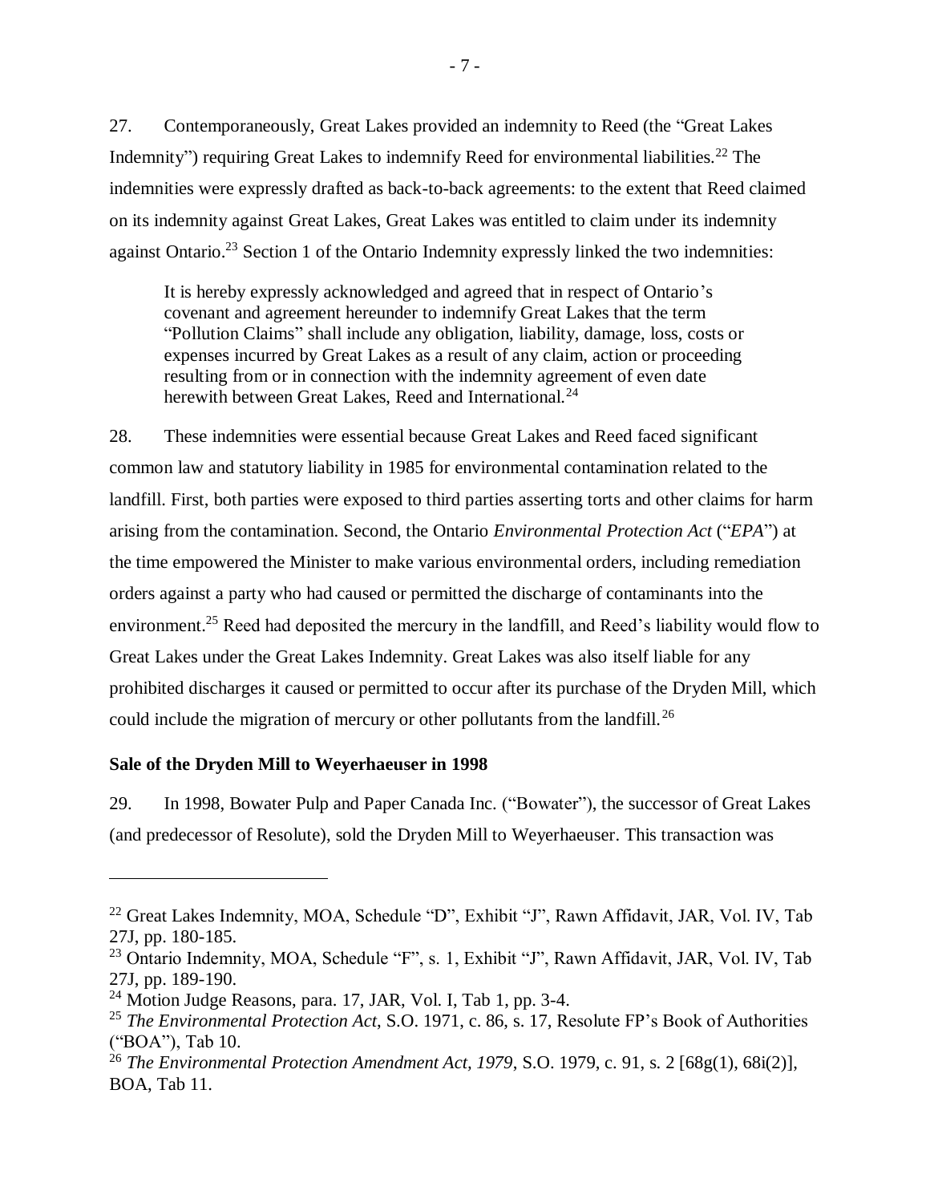27. Contemporaneously, Great Lakes provided an indemnity to Reed (the "Great Lakes Indemnity") requiring Great Lakes to indemnify Reed for environmental liabilities.[22] The indemnities were expressly drafted as back-to-back agreements: to the extent that Reed claimed on its indemnity against Great Lakes, Great Lakes was entitled to claim under its indemnity against Ontario.[23] Section 1 of the Ontario Indemnity expressly linked the two indemnities:

> It is hereby expressly acknowledged and agreed that in respect of Ontario's covenant and agreement hereunder to indemnify Great Lakes that the term "Pollution Claims" shall include any obligation, liability, damage, loss, costs or expenses incurred by Great Lakes as a result of any claim, action or proceeding resulting from or in connection with the indemnity agreement of even date herewith between Great Lakes, Reed and International.[24]

28. These indemnities were essential because Great Lakes and Reed faced significant common law and statutory liability in 1985 for environmental contamination related to the landfill. First, both parties were exposed to third parties asserting torts and other claims for harm arising from the contamination. Second, the Ontario *Environmental Protection Act* ("*EPA*") at the time empowered the Minister to make various environmental orders, including remediation orders against a party who had caused or permitted the discharge of contaminants into the environment.[25] Reed had deposited the mercury in the landfill, and Reed's liability would flow to Great Lakes under the Great Lakes Indemnity. Great Lakes was also itself liable for any prohibited discharges it caused or permitted to occur after its purchase of the Dryden Mill, which could include the migration of mercury or other pollutants from the landfill.[26]

**Sale of the Dryden Mill to Weyerhaeuser in 1998**

29. In 1998, Bowater Pulp and Paper Canada Inc. ("Bowater"), the successor of Great Lakes (and predecessor of Resolute), sold the Dryden Mill to Weyerhaeuser. This transaction was

---

[22] Great Lakes Indemnity, MOA, Schedule "D", Exhibit "J", Rawn Affidavit, JAR, Vol. IV, Tab 27J, pp. 180-185.

[23] Ontario Indemnity, MOA, Schedule "F", s. 1, Exhibit "J", Rawn Affidavit, JAR, Vol. IV, Tab 27J, pp. 189-190.

[24] Motion Judge Reasons, para. 17, JAR, Vol. I, Tab 1, pp. 3-4.

[25] *The Environmental Protection Act*, S.O. 1971, c. 86, s. 17, Resolute FP's Book of Authorities ("BOA"), Tab 10.

[26] *The Environmental Protection Amendment Act, 1979*, S.O. 1979, c. 91, s. 2 [68g(1), 68i(2)], BOA, Tab 11.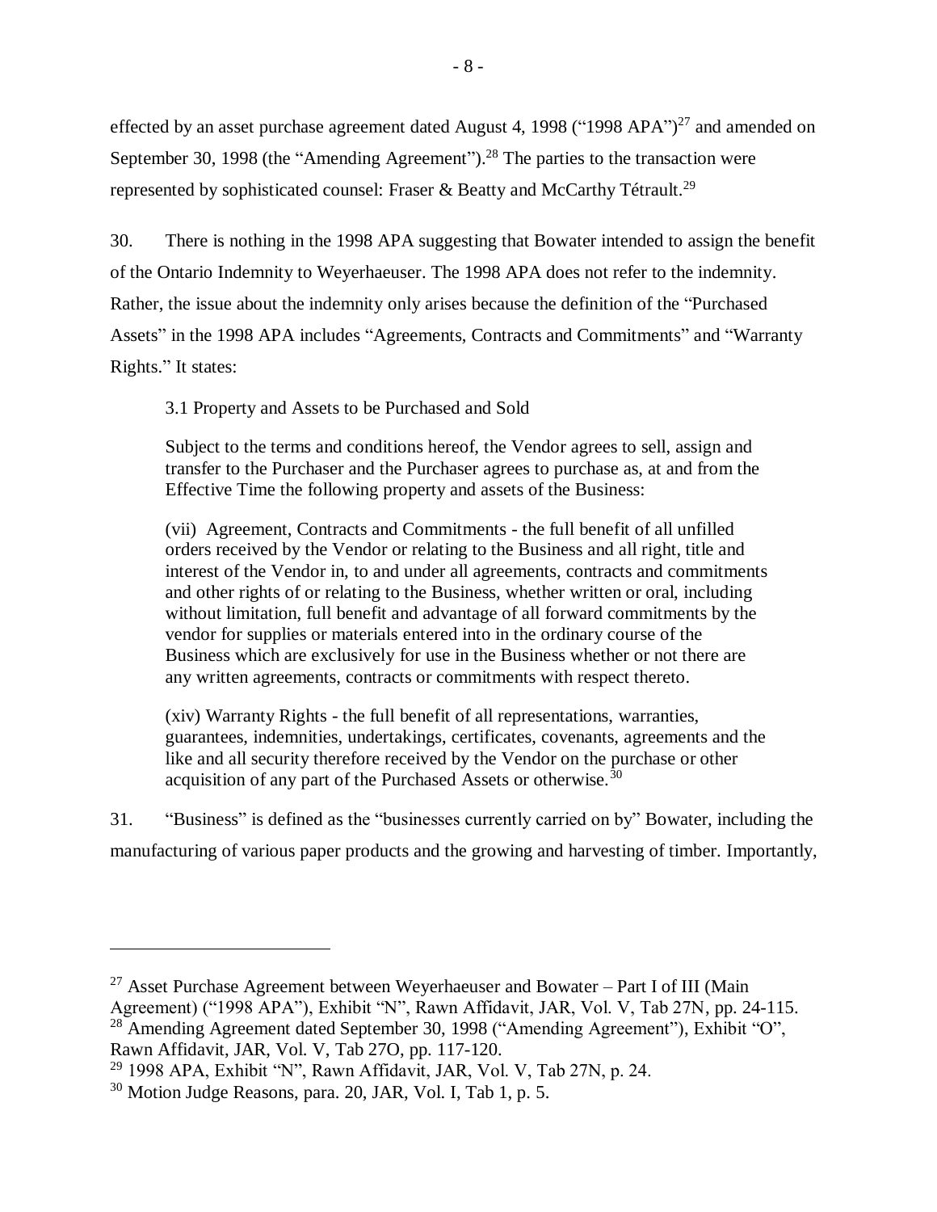effected by an asset purchase agreement dated August 4, 1998 ("1998 APA")[27] and amended on September 30, 1998 (the "Amending Agreement").[28] The parties to the transaction were represented by sophisticated counsel: Fraser & Beatty and McCarthy Tétrault.[29]

30. There is nothing in the 1998 APA suggesting that Bowater intended to assign the benefit of the Ontario Indemnity to Weyerhaeuser. The 1998 APA does not refer to the indemnity. Rather, the issue about the indemnity only arises because the definition of the "Purchased Assets" in the 1998 APA includes "Agreements, Contracts and Commitments" and "Warranty Rights." It states:

> 3.1 Property and Assets to be Purchased and Sold
>
> Subject to the terms and conditions hereof, the Vendor agrees to sell, assign and transfer to the Purchaser and the Purchaser agrees to purchase as, at and from the Effective Time the following property and assets of the Business:
>
> (vii) Agreement, Contracts and Commitments - the full benefit of all unfilled orders received by the Vendor or relating to the Business and all right, title and interest of the Vendor in, to and under all agreements, contracts and commitments and other rights of or relating to the Business, whether written or oral, including without limitation, full benefit and advantage of all forward commitments by the vendor for supplies or materials entered into in the ordinary course of the Business which are exclusively for use in the Business whether or not there are any written agreements, contracts or commitments with respect thereto.
>
> (xiv) Warranty Rights - the full benefit of all representations, warranties, guarantees, indemnities, undertakings, certificates, covenants, agreements and the like and all security therefore received by the Vendor on the purchase or other acquisition of any part of the Purchased Assets or otherwise.[30]

31. "Business" is defined as the "businesses currently carried on by" Bowater, including the manufacturing of various paper products and the growing and harvesting of timber. Importantly,

---

[27] Asset Purchase Agreement between Weyerhaeuser and Bowater – Part I of III (Main Agreement) ("1998 APA"), Exhibit "N", Rawn Affidavit, JAR, Vol. V, Tab 27N, pp. 24-115.

[28] Amending Agreement dated September 30, 1998 ("Amending Agreement"), Exhibit "O", Rawn Affidavit, JAR, Vol. V, Tab 27O, pp. 117-120.

[29] 1998 APA, Exhibit "N", Rawn Affidavit, JAR, Vol. V, Tab 27N, p. 24.

[30] Motion Judge Reasons, para. 20, JAR, Vol. I, Tab 1, p. 5.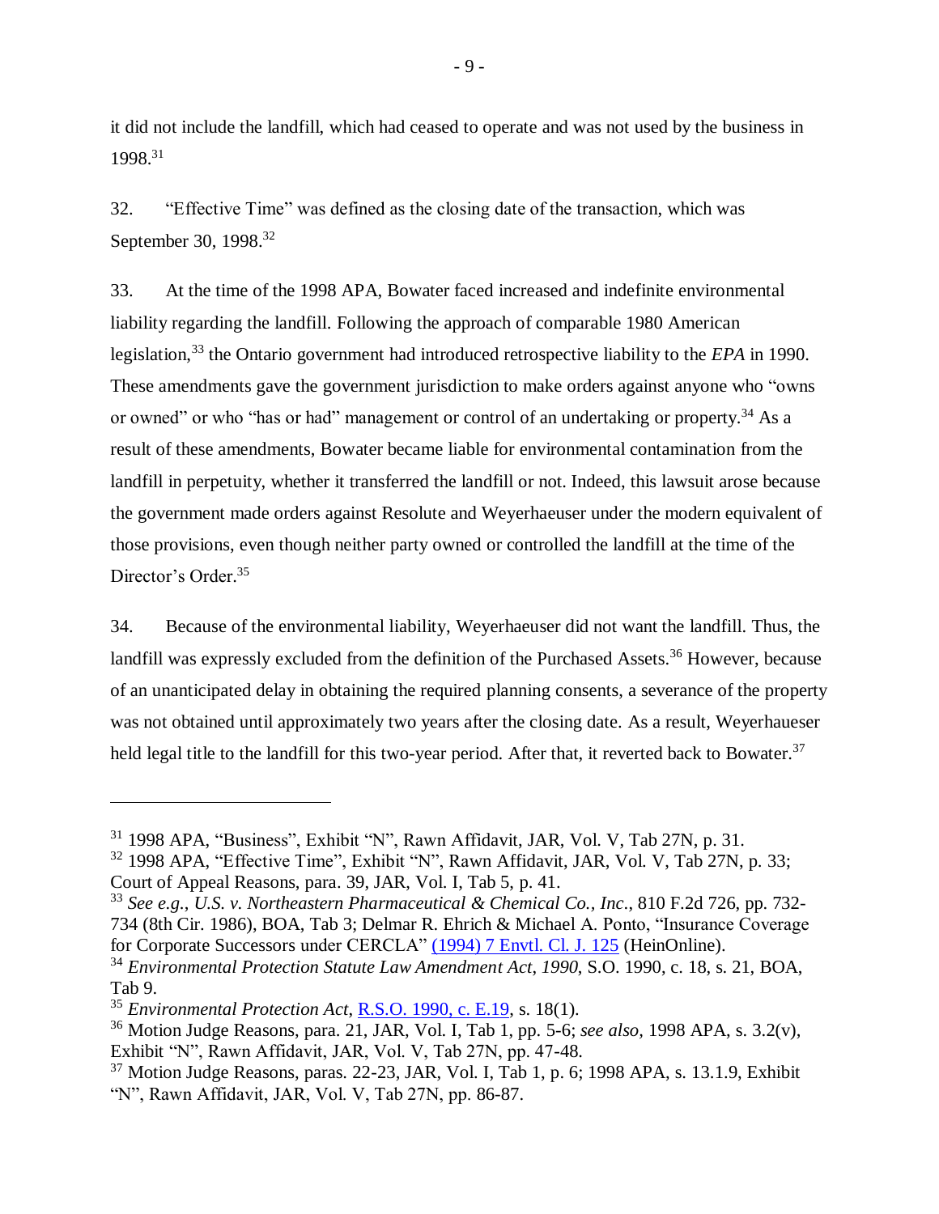it did not include the landfill, which had ceased to operate and was not used by the business in 1998.[31]

32. "Effective Time" was defined as the closing date of the transaction, which was September 30, 1998.[32]

33. At the time of the 1998 APA, Bowater faced increased and indefinite environmental liability regarding the landfill. Following the approach of comparable 1980 American legislation,[33] the Ontario government had introduced retrospective liability to the *EPA* in 1990. These amendments gave the government jurisdiction to make orders against anyone who "owns or owned" or who "has or had" management or control of an undertaking or property.[34] As a result of these amendments, Bowater became liable for environmental contamination from the landfill in perpetuity, whether it transferred the landfill or not. Indeed, this lawsuit arose because the government made orders against Resolute and Weyerhaeuser under the modern equivalent of those provisions, even though neither party owned or controlled the landfill at the time of the Director's Order.[35]

34. Because of the environmental liability, Weyerhaeuser did not want the landfill. Thus, the landfill was expressly excluded from the definition of the Purchased Assets.[36] However, because of an unanticipated delay in obtaining the required planning consents, a severance of the property was not obtained until approximately two years after the closing date. As a result, Weyerhaeuser held legal title to the landfill for this two-year period. After that, it reverted back to Bowater.[37]

---

[31] 1998 APA, "Business", Exhibit "N", Rawn Affidavit, JAR, Vol. V, Tab 27N, p. 31.

[32] 1998 APA, "Effective Time", Exhibit "N", Rawn Affidavit, JAR, Vol. V, Tab 27N, p. 33; Court of Appeal Reasons, para. 39, JAR, Vol. I, Tab 5, p. 41.

[33] *See e.g.*, *U.S. v. Northeastern Pharmaceutical & Chemical Co., Inc.*, 810 F.2d 726, pp. 732-734 (8th Cir. 1986), BOA, Tab 3; Delmar R. Ehrich & Michael A. Ponto, "Insurance Coverage for Corporate Successors under CERCLA" (1994) 7 Envtl. Cl. J. 125 (HeinOnline).

[34] *Environmental Protection Statute Law Amendment Act, 1990*, S.O. 1990, c. 18, s. 21, BOA, Tab 9.

[35] *Environmental Protection Act*, R.S.O. 1990, c. E.19, s. 18(1).

[36] Motion Judge Reasons, para. 21, JAR, Vol. I, Tab 1, pp. 5-6; *see also,* 1998 APA, s. 3.2(v), Exhibit "N", Rawn Affidavit, JAR, Vol. V, Tab 27N, pp. 47-48.

[37] Motion Judge Reasons, paras. 22-23, JAR, Vol. I, Tab 1, p. 6; 1998 APA, s. 13.1.9, Exhibit "N", Rawn Affidavit, JAR, Vol. V, Tab 27N, pp. 86-87.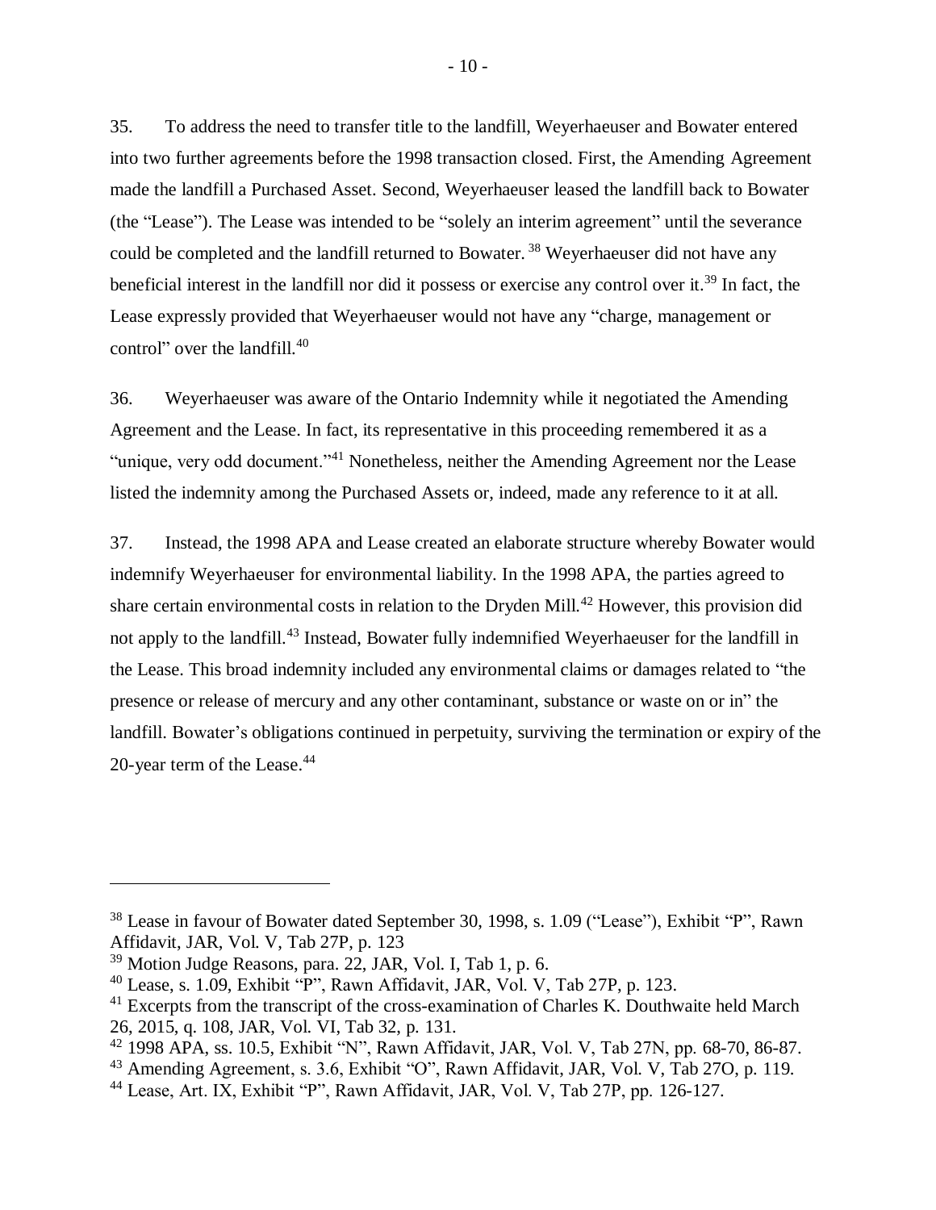35. To address the need to transfer title to the landfill, Weyerhaeuser and Bowater entered into two further agreements before the 1998 transaction closed. First, the Amending Agreement made the landfill a Purchased Asset. Second, Weyerhaeuser leased the landfill back to Bowater (the "Lease"). The Lease was intended to be "solely an interim agreement" until the severance could be completed and the landfill returned to Bowater. [38] Weyerhaeuser did not have any beneficial interest in the landfill nor did it possess or exercise any control over it.[39] In fact, the Lease expressly provided that Weyerhaeuser would not have any "charge, management or control" over the landfill.[40]

36. Weyerhaeuser was aware of the Ontario Indemnity while it negotiated the Amending Agreement and the Lease. In fact, its representative in this proceeding remembered it as a "unique, very odd document."[41] Nonetheless, neither the Amending Agreement nor the Lease listed the indemnity among the Purchased Assets or, indeed, made any reference to it at all.

37. Instead, the 1998 APA and Lease created an elaborate structure whereby Bowater would indemnify Weyerhaeuser for environmental liability. In the 1998 APA, the parties agreed to share certain environmental costs in relation to the Dryden Mill.[42] However, this provision did not apply to the landfill.[43] Instead, Bowater fully indemnified Weyerhaeuser for the landfill in the Lease. This broad indemnity included any environmental claims or damages related to "the presence or release of mercury and any other contaminant, substance or waste on or in" the landfill. Bowater's obligations continued in perpetuity, surviving the termination or expiry of the 20-year term of the Lease.[44]

---

[38] Lease in favour of Bowater dated September 30, 1998, s. 1.09 ("Lease"), Exhibit "P", Rawn Affidavit, JAR, Vol. V, Tab 27P, p. 123

[39] Motion Judge Reasons, para. 22, JAR, Vol. I, Tab 1, p. 6.

[40] Lease, s. 1.09, Exhibit "P", Rawn Affidavit, JAR, Vol. V, Tab 27P, p. 123.

[41] Excerpts from the transcript of the cross-examination of Charles K. Douthwaite held March 26, 2015, q. 108, JAR, Vol. VI, Tab 32, p. 131.

[42] 1998 APA, ss. 10.5, Exhibit "N", Rawn Affidavit, JAR, Vol. V, Tab 27N, pp. 68-70, 86-87.

[43] Amending Agreement, s. 3.6, Exhibit "O", Rawn Affidavit, JAR, Vol. V, Tab 27O, p. 119.

[44] Lease, Art. IX, Exhibit "P", Rawn Affidavit, JAR, Vol. V, Tab 27P, pp. 126-127.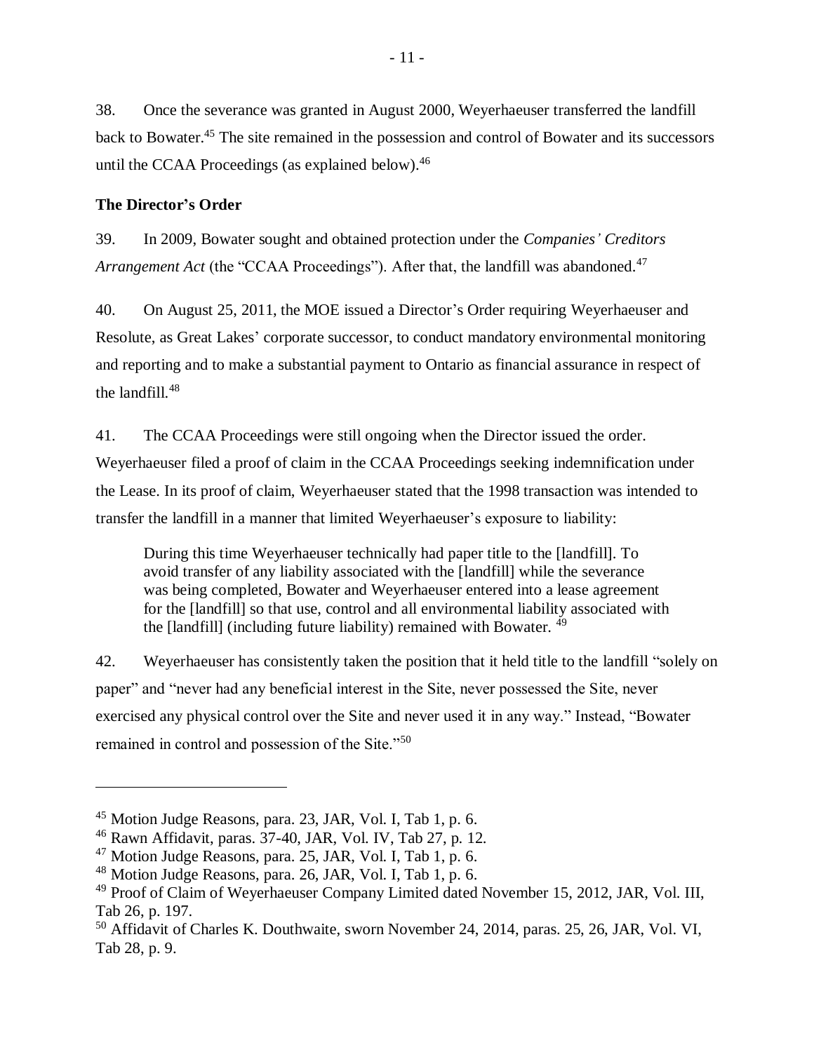38. Once the severance was granted in August 2000, Weyerhaeuser transferred the landfill back to Bowater.[45] The site remained in the possession and control of Bowater and its successors until the CCAA Proceedings (as explained below).[46]

**The Director's Order**

39. In 2009, Bowater sought and obtained protection under the *Companies' Creditors Arrangement Act* (the "CCAA Proceedings"). After that, the landfill was abandoned.[47]

40. On August 25, 2011, the MOE issued a Director's Order requiring Weyerhaeuser and Resolute, as Great Lakes' corporate successor, to conduct mandatory environmental monitoring and reporting and to make a substantial payment to Ontario as financial assurance in respect of the landfill.[48]

41. The CCAA Proceedings were still ongoing when the Director issued the order. Weyerhaeuser filed a proof of claim in the CCAA Proceedings seeking indemnification under the Lease. In its proof of claim, Weyerhaeuser stated that the 1998 transaction was intended to transfer the landfill in a manner that limited Weyerhaeuser's exposure to liability:

> During this time Weyerhaeuser technically had paper title to the [landfill]. To avoid transfer of any liability associated with the [landfill] while the severance was being completed, Bowater and Weyerhaeuser entered into a lease agreement for the [landfill] so that use, control and all environmental liability associated with the [landfill] (including future liability) remained with Bowater.[49]

42. Weyerhaeuser has consistently taken the position that it held title to the landfill "solely on paper" and "never had any beneficial interest in the Site, never possessed the Site, never exercised any physical control over the Site and never used it in any way." Instead, "Bowater remained in control and possession of the Site."[50]

---

[45] Motion Judge Reasons, para. 23, JAR, Vol. I, Tab 1, p. 6.
[46] Rawn Affidavit, paras. 37-40, JAR, Vol. IV, Tab 27, p. 12.
[47] Motion Judge Reasons, para. 25, JAR, Vol. I, Tab 1, p. 6.
[48] Motion Judge Reasons, para. 26, JAR, Vol. I, Tab 1, p. 6.
[49] Proof of Claim of Weyerhaeuser Company Limited dated November 15, 2012, JAR, Vol. III, Tab 26, p. 197.
[50] Affidavit of Charles K. Douthwaite, sworn November 24, 2014, paras. 25, 26, JAR, Vol. VI, Tab 28, p. 9.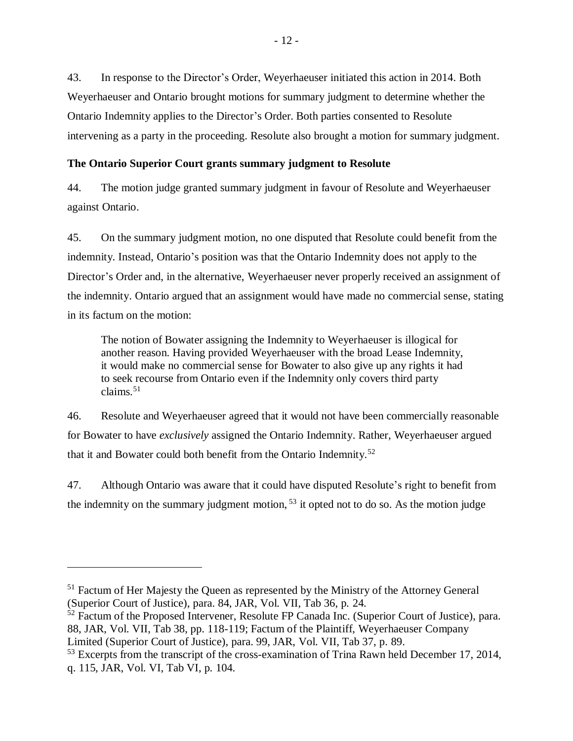43. In response to the Director's Order, Weyerhaeuser initiated this action in 2014. Both Weyerhaeuser and Ontario brought motions for summary judgment to determine whether the Ontario Indemnity applies to the Director's Order. Both parties consented to Resolute intervening as a party in the proceeding. Resolute also brought a motion for summary judgment.

**The Ontario Superior Court grants summary judgment to Resolute**

44. The motion judge granted summary judgment in favour of Resolute and Weyerhaeuser against Ontario.

45. On the summary judgment motion, no one disputed that Resolute could benefit from the indemnity. Instead, Ontario's position was that the Ontario Indemnity does not apply to the Director's Order and, in the alternative, Weyerhaeuser never properly received an assignment of the indemnity. Ontario argued that an assignment would have made no commercial sense, stating in its factum on the motion:

> The notion of Bowater assigning the Indemnity to Weyerhaeuser is illogical for another reason. Having provided Weyerhaeuser with the broad Lease Indemnity, it would make no commercial sense for Bowater to also give up any rights it had to seek recourse from Ontario even if the Indemnity only covers third party claims.[51]

46. Resolute and Weyerhaeuser agreed that it would not have been commercially reasonable for Bowater to have *exclusively* assigned the Ontario Indemnity. Rather, Weyerhaeuser argued that it and Bowater could both benefit from the Ontario Indemnity.[52]

47. Although Ontario was aware that it could have disputed Resolute's right to benefit from the indemnity on the summary judgment motion,[53] it opted not to do so. As the motion judge

---

[51] Factum of Her Majesty the Queen as represented by the Ministry of the Attorney General (Superior Court of Justice), para. 84, JAR, Vol. VII, Tab 36, p. 24.

[52] Factum of the Proposed Intervener, Resolute FP Canada Inc. (Superior Court of Justice), para. 88, JAR, Vol. VII, Tab 38, pp. 118-119; Factum of the Plaintiff, Weyerhaeuser Company Limited (Superior Court of Justice), para. 99, JAR, Vol. VII, Tab 37, p. 89.

[53] Excerpts from the transcript of the cross-examination of Trina Rawn held December 17, 2014, q. 115, JAR, Vol. VI, Tab VI, p. 104.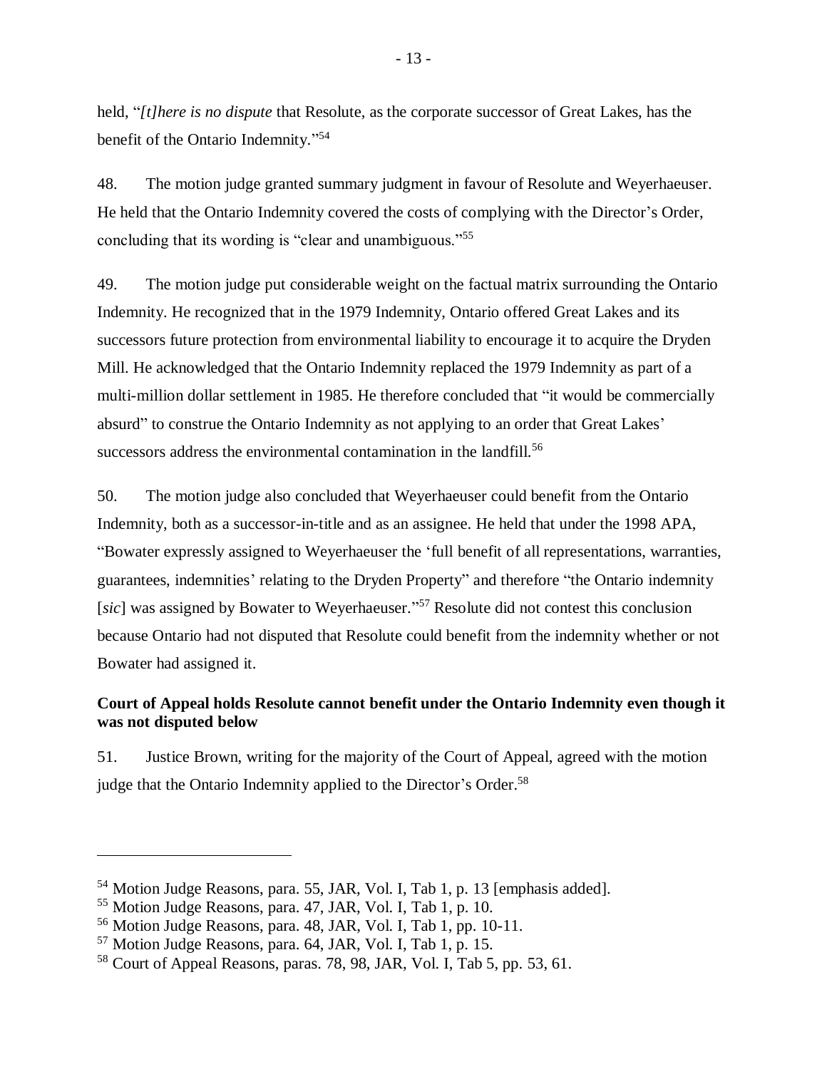held, "*[t]here is no dispute* that Resolute, as the corporate successor of Great Lakes, has the benefit of the Ontario Indemnity."[54]

48. The motion judge granted summary judgment in favour of Resolute and Weyerhaeuser. He held that the Ontario Indemnity covered the costs of complying with the Director's Order, concluding that its wording is "clear and unambiguous."[55]

49. The motion judge put considerable weight on the factual matrix surrounding the Ontario Indemnity. He recognized that in the 1979 Indemnity, Ontario offered Great Lakes and its successors future protection from environmental liability to encourage it to acquire the Dryden Mill. He acknowledged that the Ontario Indemnity replaced the 1979 Indemnity as part of a multi-million dollar settlement in 1985. He therefore concluded that "it would be commercially absurd" to construe the Ontario Indemnity as not applying to an order that Great Lakes' successors address the environmental contamination in the landfill.[56]

50. The motion judge also concluded that Weyerhaeuser could benefit from the Ontario Indemnity, both as a successor-in-title and as an assignee. He held that under the 1998 APA, "Bowater expressly assigned to Weyerhaeuser the 'full benefit of all representations, warranties, guarantees, indemnities' relating to the Dryden Property" and therefore "the Ontario indemnity [*sic*] was assigned by Bowater to Weyerhaeuser."[57] Resolute did not contest this conclusion because Ontario had not disputed that Resolute could benefit from the indemnity whether or not Bowater had assigned it.

**Court of Appeal holds Resolute cannot benefit under the Ontario Indemnity even though it was not disputed below**

51. Justice Brown, writing for the majority of the Court of Appeal, agreed with the motion judge that the Ontario Indemnity applied to the Director's Order.[58]

---

[54] Motion Judge Reasons, para. 55, JAR, Vol. I, Tab 1, p. 13 [emphasis added].

[55] Motion Judge Reasons, para. 47, JAR, Vol. I, Tab 1, p. 10.

[56] Motion Judge Reasons, para. 48, JAR, Vol. I, Tab 1, pp. 10-11.

[57] Motion Judge Reasons, para. 64, JAR, Vol. I, Tab 1, p. 15.

[58] Court of Appeal Reasons, paras. 78, 98, JAR, Vol. I, Tab 5, pp. 53, 61.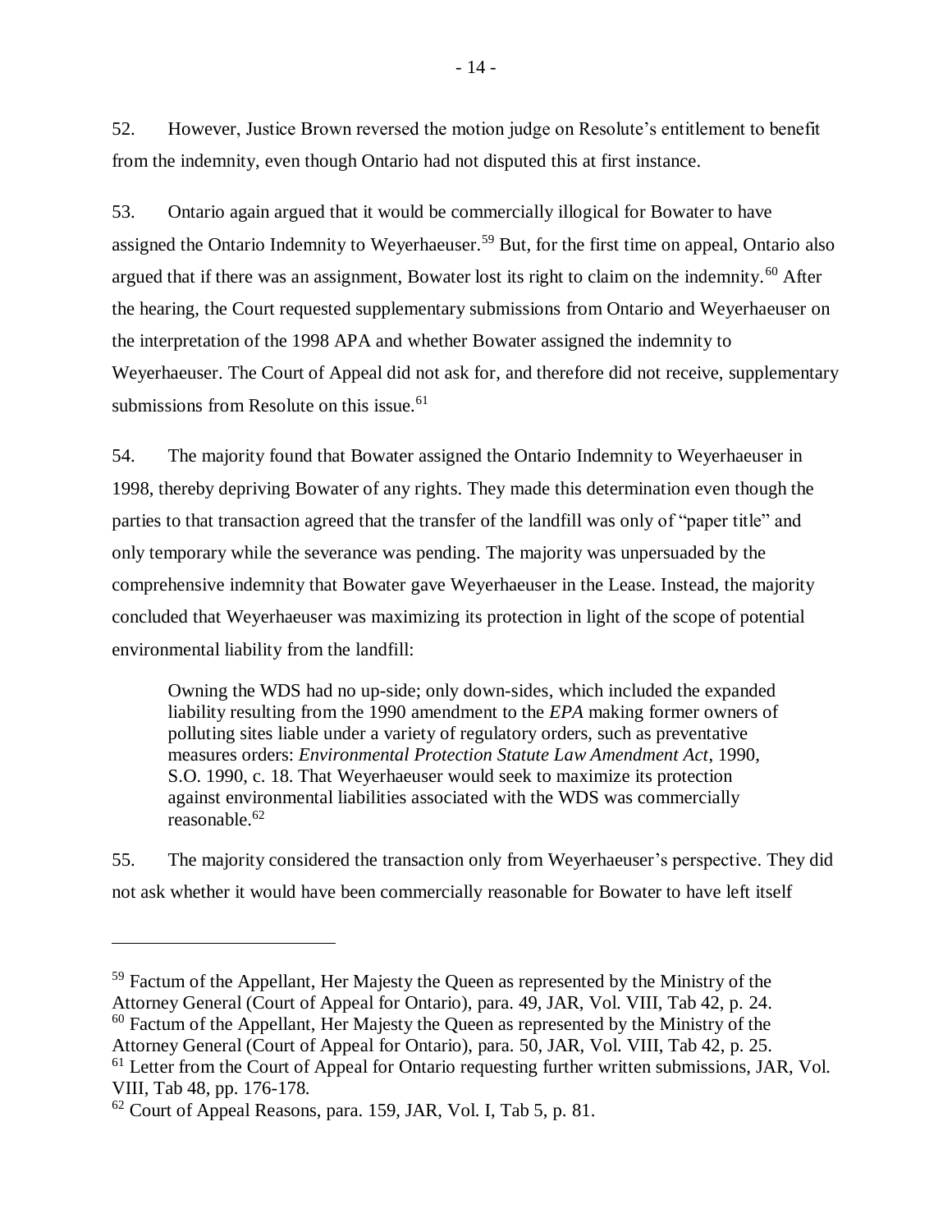52. However, Justice Brown reversed the motion judge on Resolute's entitlement to benefit from the indemnity, even though Ontario had not disputed this at first instance.

53. Ontario again argued that it would be commercially illogical for Bowater to have assigned the Ontario Indemnity to Weyerhaeuser.[59] But, for the first time on appeal, Ontario also argued that if there was an assignment, Bowater lost its right to claim on the indemnity.[60] After the hearing, the Court requested supplementary submissions from Ontario and Weyerhaeuser on the interpretation of the 1998 APA and whether Bowater assigned the indemnity to Weyerhaeuser. The Court of Appeal did not ask for, and therefore did not receive, supplementary submissions from Resolute on this issue.[61]

54. The majority found that Bowater assigned the Ontario Indemnity to Weyerhaeuser in 1998, thereby depriving Bowater of any rights. They made this determination even though the parties to that transaction agreed that the transfer of the landfill was only of "paper title" and only temporary while the severance was pending. The majority was unpersuaded by the comprehensive indemnity that Bowater gave Weyerhaeuser in the Lease. Instead, the majority concluded that Weyerhaeuser was maximizing its protection in light of the scope of potential environmental liability from the landfill:

> Owning the WDS had no up-side; only down-sides, which included the expanded liability resulting from the 1990 amendment to the *EPA* making former owners of polluting sites liable under a variety of regulatory orders, such as preventative measures orders: *Environmental Protection Statute Law Amendment Act*, 1990, S.O. 1990, c. 18. That Weyerhaeuser would seek to maximize its protection against environmental liabilities associated with the WDS was commercially reasonable.[62]

55. The majority considered the transaction only from Weyerhaeuser's perspective. They did not ask whether it would have been commercially reasonable for Bowater to have left itself

---

[59] Factum of the Appellant, Her Majesty the Queen as represented by the Ministry of the Attorney General (Court of Appeal for Ontario), para. 49, JAR, Vol. VIII, Tab 42, p. 24.

[60] Factum of the Appellant, Her Majesty the Queen as represented by the Ministry of the Attorney General (Court of Appeal for Ontario), para. 50, JAR, Vol. VIII, Tab 42, p. 25.

[61] Letter from the Court of Appeal for Ontario requesting further written submissions, JAR, Vol. VIII, Tab 48, pp. 176-178.

[62] Court of Appeal Reasons, para. 159, JAR, Vol. I, Tab 5, p. 81.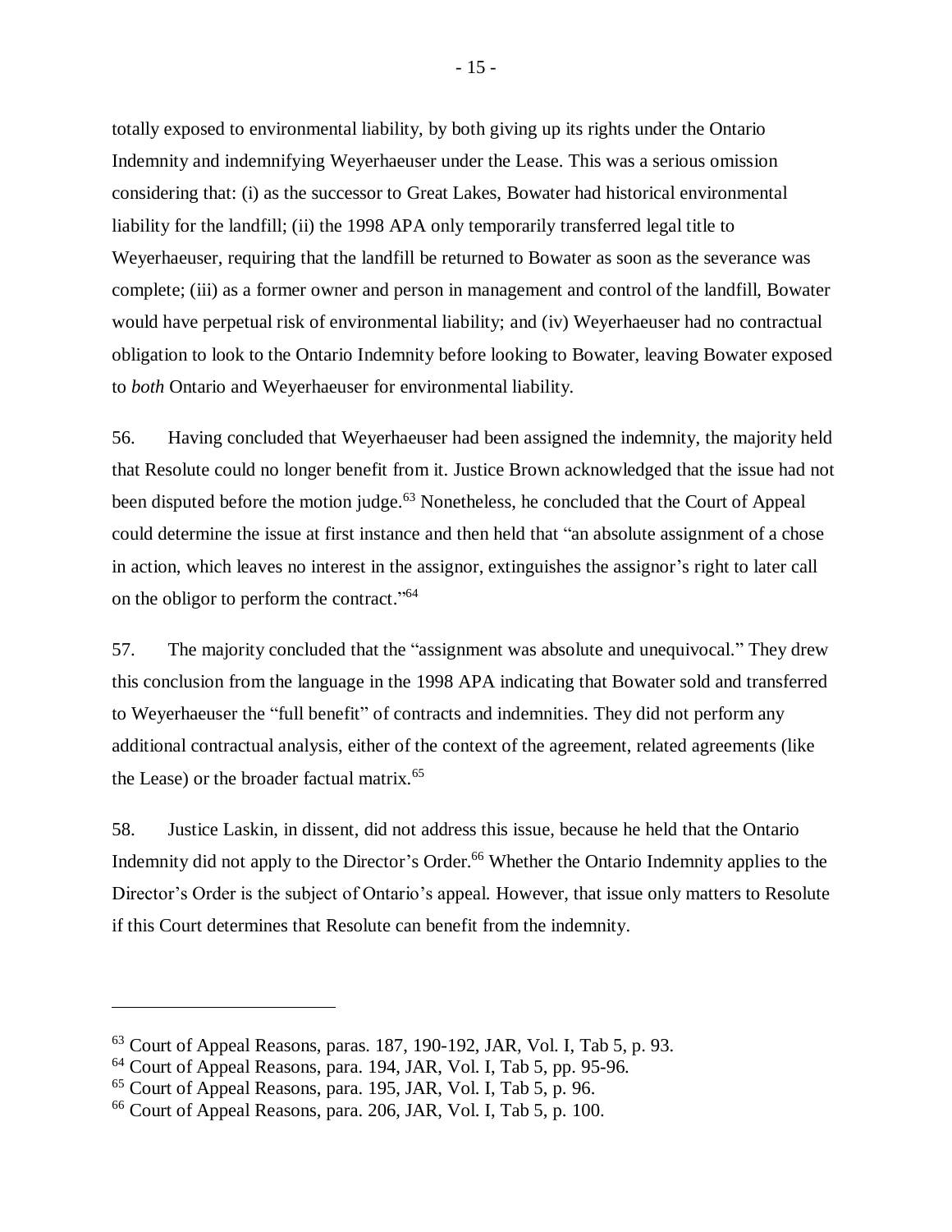totally exposed to environmental liability, by both giving up its rights under the Ontario Indemnity and indemnifying Weyerhaeuser under the Lease. This was a serious omission considering that: (i) as the successor to Great Lakes, Bowater had historical environmental liability for the landfill; (ii) the 1998 APA only temporarily transferred legal title to Weyerhaeuser, requiring that the landfill be returned to Bowater as soon as the severance was complete; (iii) as a former owner and person in management and control of the landfill, Bowater would have perpetual risk of environmental liability; and (iv) Weyerhaeuser had no contractual obligation to look to the Ontario Indemnity before looking to Bowater, leaving Bowater exposed to *both* Ontario and Weyerhaeuser for environmental liability.

56. Having concluded that Weyerhaeuser had been assigned the indemnity, the majority held that Resolute could no longer benefit from it. Justice Brown acknowledged that the issue had not been disputed before the motion judge.[63] Nonetheless, he concluded that the Court of Appeal could determine the issue at first instance and then held that "an absolute assignment of a chose in action, which leaves no interest in the assignor, extinguishes the assignor's right to later call on the obligor to perform the contract."[64]

57. The majority concluded that the "assignment was absolute and unequivocal." They drew this conclusion from the language in the 1998 APA indicating that Bowater sold and transferred to Weyerhaeuser the "full benefit" of contracts and indemnities. They did not perform any additional contractual analysis, either of the context of the agreement, related agreements (like the Lease) or the broader factual matrix.[65]

58. Justice Laskin, in dissent, did not address this issue, because he held that the Ontario Indemnity did not apply to the Director's Order.[66] Whether the Ontario Indemnity applies to the Director's Order is the subject of Ontario's appeal. However, that issue only matters to Resolute if this Court determines that Resolute can benefit from the indemnity.

---

[63] Court of Appeal Reasons, paras. 187, 190-192, JAR, Vol. I, Tab 5, p. 93.

[64] Court of Appeal Reasons, para. 194, JAR, Vol. I, Tab 5, pp. 95-96.

[65] Court of Appeal Reasons, para. 195, JAR, Vol. I, Tab 5, p. 96.

[66] Court of Appeal Reasons, para. 206, JAR, Vol. I, Tab 5, p. 100.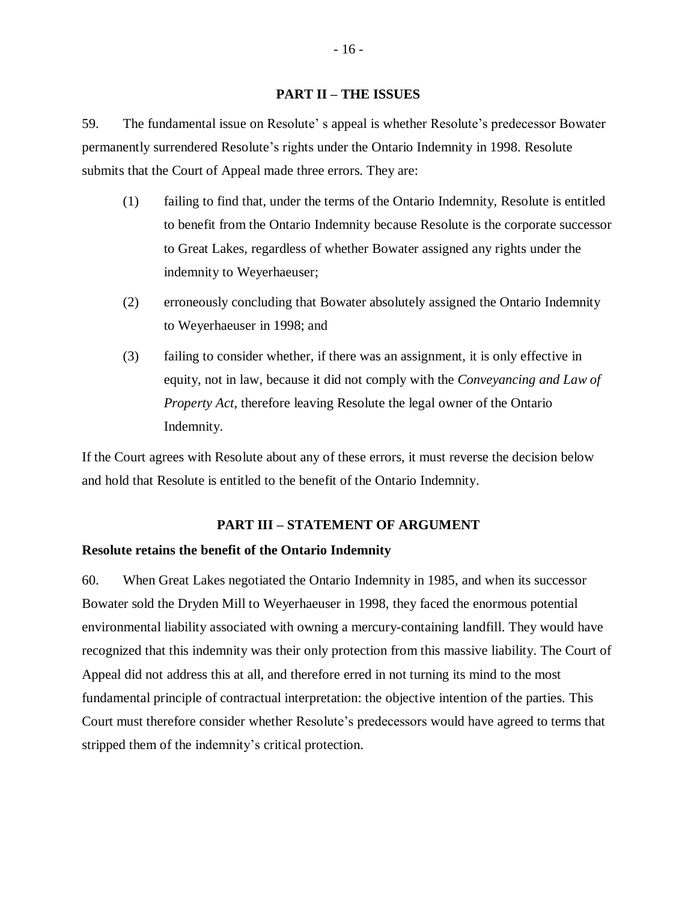## PART II – THE ISSUES

59. The fundamental issue on Resolute' s appeal is whether Resolute's predecessor Bowater permanently surrendered Resolute's rights under the Ontario Indemnity in 1998. Resolute submits that the Court of Appeal made three errors. They are:

(1) failing to find that, under the terms of the Ontario Indemnity, Resolute is entitled to benefit from the Ontario Indemnity because Resolute is the corporate successor to Great Lakes, regardless of whether Bowater assigned any rights under the indemnity to Weyerhaeuser;

(2) erroneously concluding that Bowater absolutely assigned the Ontario Indemnity to Weyerhaeuser in 1998; and

(3) failing to consider whether, if there was an assignment, it is only effective in equity, not in law, because it did not comply with the *Conveyancing and Law of Property Act*, therefore leaving Resolute the legal owner of the Ontario Indemnity.

If the Court agrees with Resolute about any of these errors, it must reverse the decision below and hold that Resolute is entitled to the benefit of the Ontario Indemnity.

## PART III – STATEMENT OF ARGUMENT

**Resolute retains the benefit of the Ontario Indemnity**

60. When Great Lakes negotiated the Ontario Indemnity in 1985, and when its successor Bowater sold the Dryden Mill to Weyerhaeuser in 1998, they faced the enormous potential environmental liability associated with owning a mercury-containing landfill. They would have recognized that this indemnity was their only protection from this massive liability. The Court of Appeal did not address this at all, and therefore erred in not turning its mind to the most fundamental principle of contractual interpretation: the objective intention of the parties. This Court must therefore consider whether Resolute's predecessors would have agreed to terms that stripped them of the indemnity's critical protection.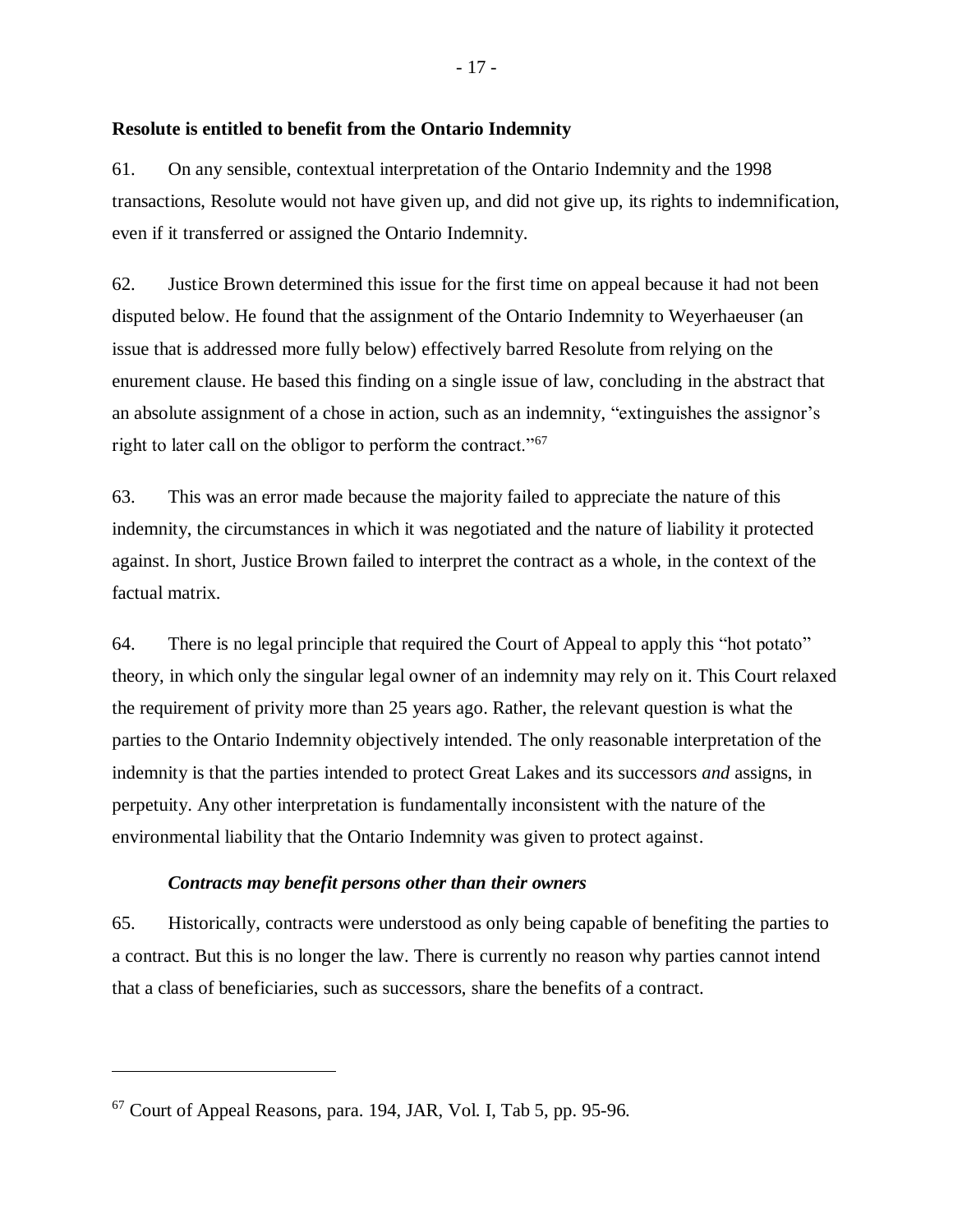**Resolute is entitled to benefit from the Ontario Indemnity**

61. On any sensible, contextual interpretation of the Ontario Indemnity and the 1998 transactions, Resolute would not have given up, and did not give up, its rights to indemnification, even if it transferred or assigned the Ontario Indemnity.

62. Justice Brown determined this issue for the first time on appeal because it had not been disputed below. He found that the assignment of the Ontario Indemnity to Weyerhaeuser (an issue that is addressed more fully below) effectively barred Resolute from relying on the enurement clause. He based this finding on a single issue of law, concluding in the abstract that an absolute assignment of a chose in action, such as an indemnity, "extinguishes the assignor's right to later call on the obligor to perform the contract."[67]

63. This was an error made because the majority failed to appreciate the nature of this indemnity, the circumstances in which it was negotiated and the nature of liability it protected against. In short, Justice Brown failed to interpret the contract as a whole, in the context of the factual matrix.

64. There is no legal principle that required the Court of Appeal to apply this "hot potato" theory, in which only the singular legal owner of an indemnity may rely on it. This Court relaxed the requirement of privity more than 25 years ago. Rather, the relevant question is what the parties to the Ontario Indemnity objectively intended. The only reasonable interpretation of the indemnity is that the parties intended to protect Great Lakes and its successors *and* assigns, in perpetuity. Any other interpretation is fundamentally inconsistent with the nature of the environmental liability that the Ontario Indemnity was given to protect against.

***Contracts may benefit persons other than their owners***

65. Historically, contracts were understood as only being capable of benefiting the parties to a contract. But this is no longer the law. There is currently no reason why parties cannot intend that a class of beneficiaries, such as successors, share the benefits of a contract.

---

[67] Court of Appeal Reasons, para. 194, JAR, Vol. I, Tab 5, pp. 95-96.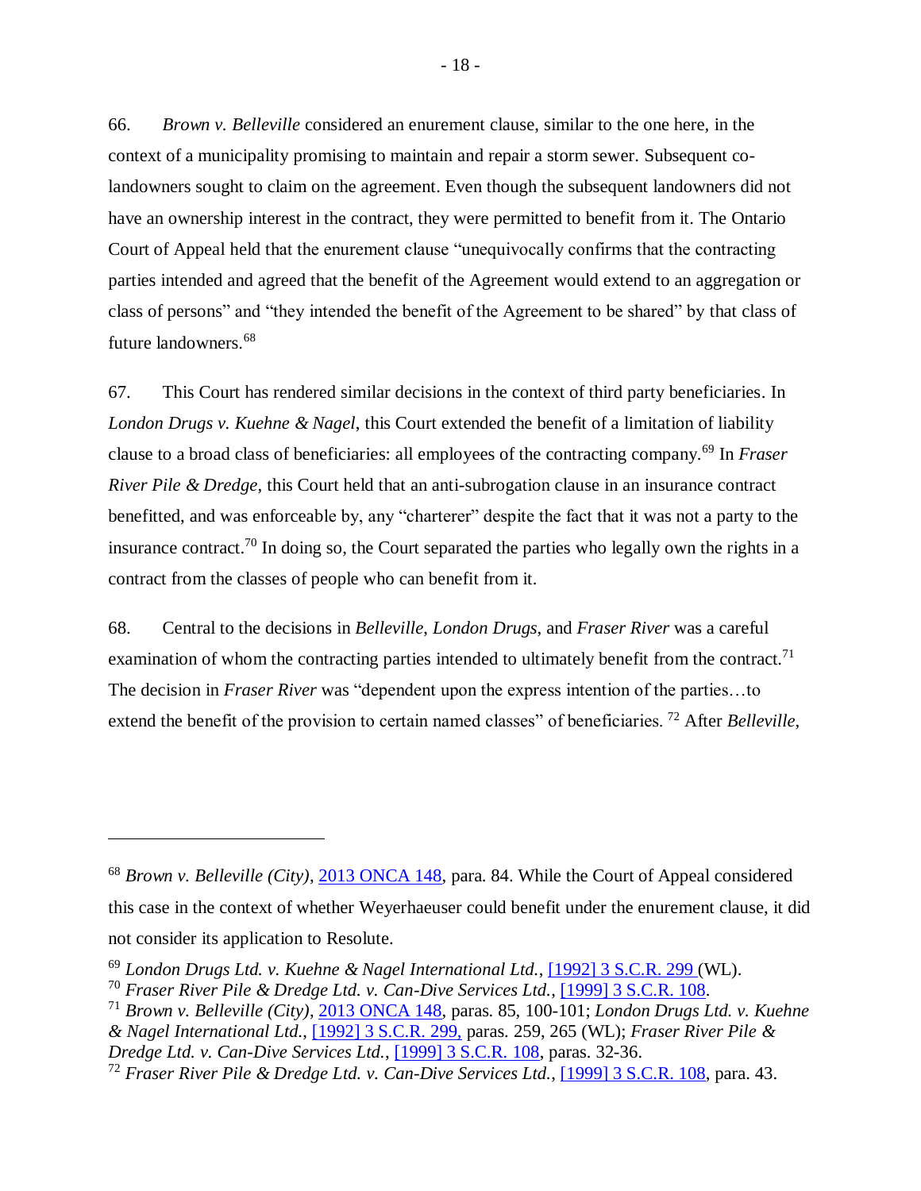66. *Brown v. Belleville* considered an enurement clause, similar to the one here, in the context of a municipality promising to maintain and repair a storm sewer. Subsequent co-landowners sought to claim on the agreement. Even though the subsequent landowners did not have an ownership interest in the contract, they were permitted to benefit from it. The Ontario Court of Appeal held that the enurement clause "unequivocally confirms that the contracting parties intended and agreed that the benefit of the Agreement would extend to an aggregation or class of persons" and "they intended the benefit of the Agreement to be shared" by that class of future landowners.[68]

67. This Court has rendered similar decisions in the context of third party beneficiaries. In *London Drugs v. Kuehne & Nagel*, this Court extended the benefit of a limitation of liability clause to a broad class of beneficiaries: all employees of the contracting company.[69] In *Fraser River Pile & Dredge*, this Court held that an anti-subrogation clause in an insurance contract benefitted, and was enforceable by, any "charterer" despite the fact that it was not a party to the insurance contract.[70] In doing so, the Court separated the parties who legally own the rights in a contract from the classes of people who can benefit from it.

68. Central to the decisions in *Belleville*, *London Drugs*, and *Fraser River* was a careful examination of whom the contracting parties intended to ultimately benefit from the contract.[71] The decision in *Fraser River* was "dependent upon the express intention of the parties…to extend the benefit of the provision to certain named classes" of beneficiaries.[72] After *Belleville*,

---

[68] *Brown v. Belleville (City)*, [2013 ONCA 148](), para. 84. While the Court of Appeal considered this case in the context of whether Weyerhaeuser could benefit under the enurement clause, it did not consider its application to Resolute.

[69] *London Drugs Ltd. v. Kuehne & Nagel International Ltd.*, [[1992] 3 S.C.R. 299]() (WL).

[70] *Fraser River Pile & Dredge Ltd. v. Can-Dive Services Ltd.*, [[1999] 3 S.C.R. 108]().

[71] *Brown v. Belleville (City)*, [2013 ONCA 148](), paras. 85, 100-101; *London Drugs Ltd. v. Kuehne & Nagel International Ltd.*, [[1992] 3 S.C.R. 299,]() paras. 259, 265 (WL); *Fraser River Pile & Dredge Ltd. v. Can-Dive Services Ltd.*, [[1999] 3 S.C.R. 108](), paras. 32-36.

[72] *Fraser River Pile & Dredge Ltd. v. Can-Dive Services Ltd.*, [[1999] 3 S.C.R. 108](), para. 43.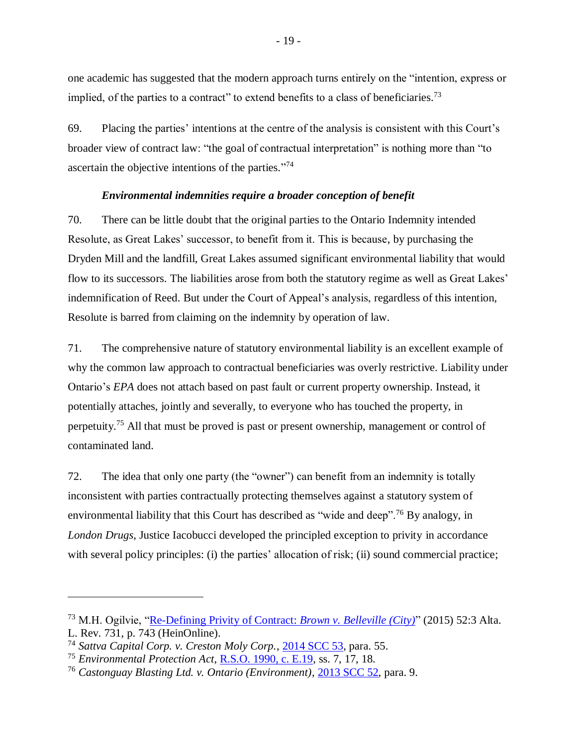one academic has suggested that the modern approach turns entirely on the "intention, express or implied, of the parties to a contract" to extend benefits to a class of beneficiaries.[73]

69. Placing the parties' intentions at the centre of the analysis is consistent with this Court's broader view of contract law: "the goal of contractual interpretation" is nothing more than "to ascertain the objective intentions of the parties."[74]

***Environmental indemnities require a broader conception of benefit***

70. There can be little doubt that the original parties to the Ontario Indemnity intended Resolute, as Great Lakes' successor, to benefit from it. This is because, by purchasing the Dryden Mill and the landfill, Great Lakes assumed significant environmental liability that would flow to its successors. The liabilities arose from both the statutory regime as well as Great Lakes' indemnification of Reed. But under the Court of Appeal's analysis, regardless of this intention, Resolute is barred from claiming on the indemnity by operation of law.

71. The comprehensive nature of statutory environmental liability is an excellent example of why the common law approach to contractual beneficiaries was overly restrictive. Liability under Ontario's *EPA* does not attach based on past fault or current property ownership. Instead, it potentially attaches, jointly and severally, to everyone who has touched the property, in perpetuity.[75] All that must be proved is past or present ownership, management or control of contaminated land.

72. The idea that only one party (the "owner") can benefit from an indemnity is totally inconsistent with parties contractually protecting themselves against a statutory system of environmental liability that this Court has described as "wide and deep".[76] By analogy, in *London Drugs*, Justice Iacobucci developed the principled exception to privity in accordance with several policy principles: (i) the parties' allocation of risk; (ii) sound commercial practice;

---

[73] M.H. Ogilvie, "Re-Defining Privity of Contract: *Brown v. Belleville (City)*" (2015) 52:3 Alta. L. Rev. 731, p. 743 (HeinOnline).

[74] *Sattva Capital Corp. v. Creston Moly Corp.*, 2014 SCC 53, para. 55.

[75] *Environmental Protection Act*, R.S.O. 1990, c. E.19, ss. 7, 17, 18.

[76] *Castonguay Blasting Ltd. v. Ontario (Environment)*, 2013 SCC 52, para. 9.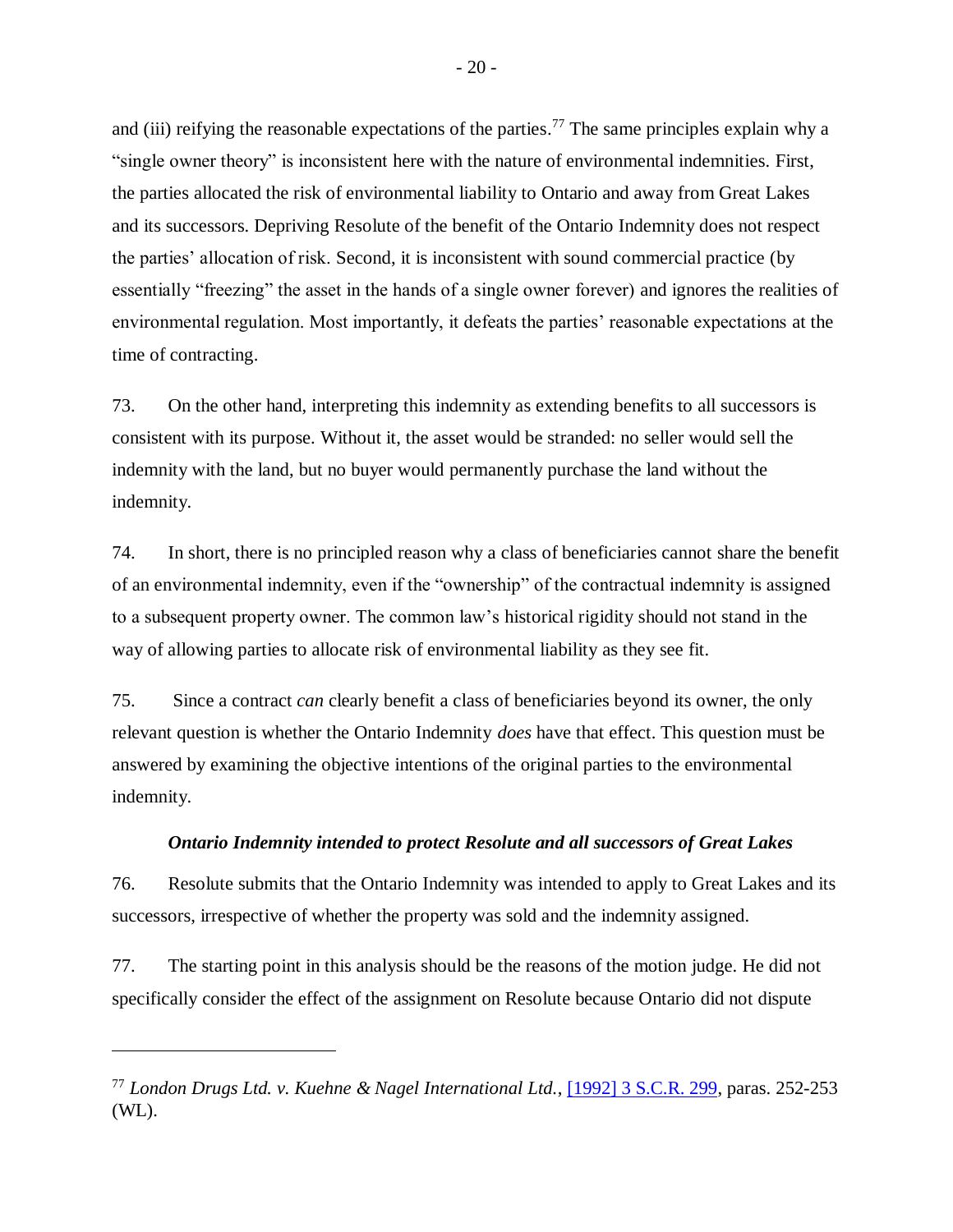and (iii) reifying the reasonable expectations of the parties.[77] The same principles explain why a "single owner theory" is inconsistent here with the nature of environmental indemnities. First, the parties allocated the risk of environmental liability to Ontario and away from Great Lakes and its successors. Depriving Resolute of the benefit of the Ontario Indemnity does not respect the parties' allocation of risk. Second, it is inconsistent with sound commercial practice (by essentially "freezing" the asset in the hands of a single owner forever) and ignores the realities of environmental regulation. Most importantly, it defeats the parties' reasonable expectations at the time of contracting.

73. On the other hand, interpreting this indemnity as extending benefits to all successors is consistent with its purpose. Without it, the asset would be stranded: no seller would sell the indemnity with the land, but no buyer would permanently purchase the land without the indemnity.

74. In short, there is no principled reason why a class of beneficiaries cannot share the benefit of an environmental indemnity, even if the "ownership" of the contractual indemnity is assigned to a subsequent property owner. The common law's historical rigidity should not stand in the way of allowing parties to allocate risk of environmental liability as they see fit.

75. Since a contract *can* clearly benefit a class of beneficiaries beyond its owner, the only relevant question is whether the Ontario Indemnity *does* have that effect. This question must be answered by examining the objective intentions of the original parties to the environmental indemnity.

***Ontario Indemnity intended to protect Resolute and all successors of Great Lakes***

76. Resolute submits that the Ontario Indemnity was intended to apply to Great Lakes and its successors, irrespective of whether the property was sold and the indemnity assigned.

77. The starting point in this analysis should be the reasons of the motion judge. He did not specifically consider the effect of the assignment on Resolute because Ontario did not dispute

---

[77] *London Drugs Ltd. v. Kuehne & Nagel International Ltd.*, [1992] 3 S.C.R. 299, paras. 252-253 (WL).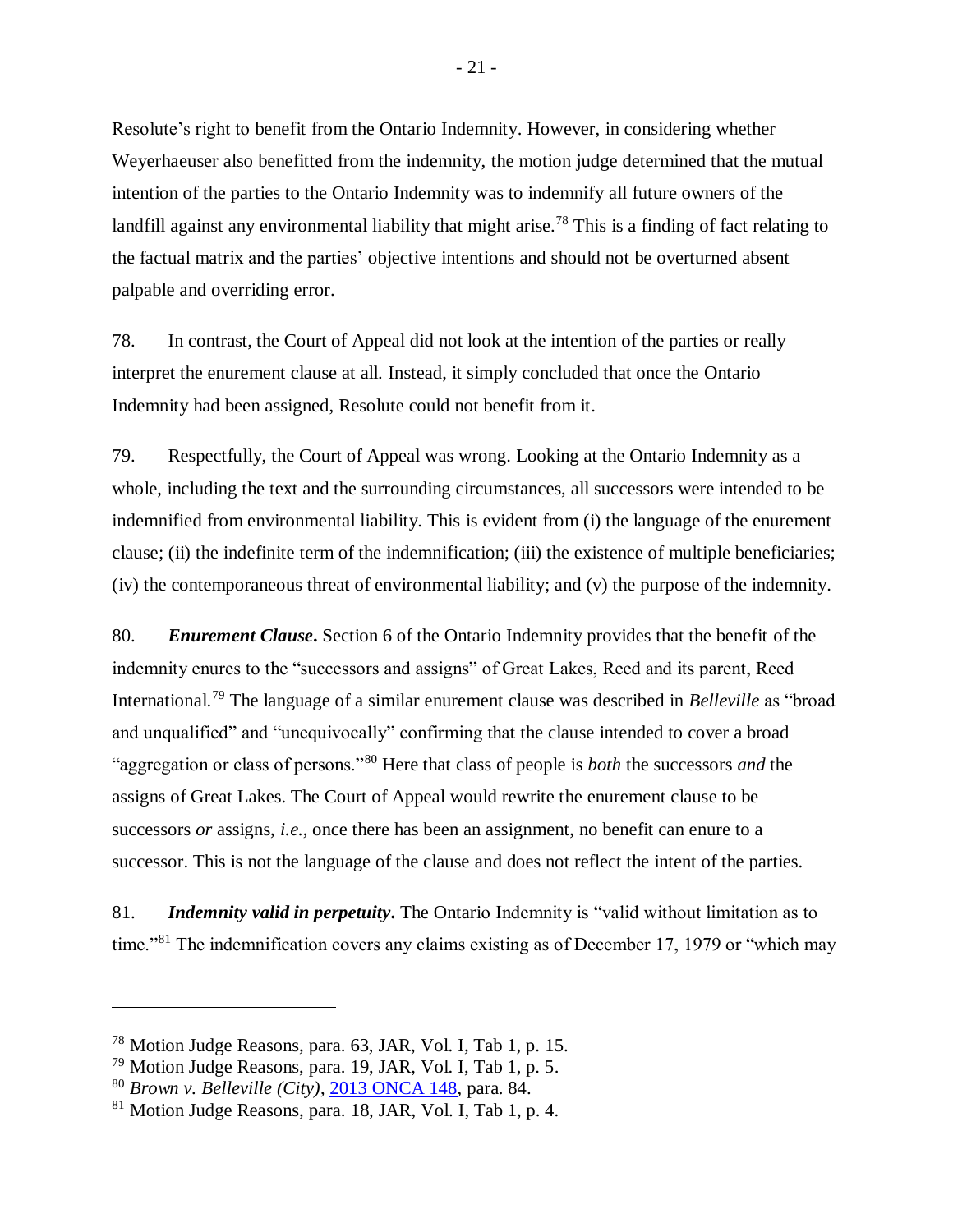Resolute's right to benefit from the Ontario Indemnity. However, in considering whether Weyerhaeuser also benefitted from the indemnity, the motion judge determined that the mutual intention of the parties to the Ontario Indemnity was to indemnify all future owners of the landfill against any environmental liability that might arise.[78] This is a finding of fact relating to the factual matrix and the parties' objective intentions and should not be overturned absent palpable and overriding error.

78. In contrast, the Court of Appeal did not look at the intention of the parties or really interpret the enurement clause at all. Instead, it simply concluded that once the Ontario Indemnity had been assigned, Resolute could not benefit from it.

79. Respectfully, the Court of Appeal was wrong. Looking at the Ontario Indemnity as a whole, including the text and the surrounding circumstances, all successors were intended to be indemnified from environmental liability. This is evident from (i) the language of the enurement clause; (ii) the indefinite term of the indemnification; (iii) the existence of multiple beneficiaries; (iv) the contemporaneous threat of environmental liability; and (v) the purpose of the indemnity.

80. ***Enurement Clause*.** Section 6 of the Ontario Indemnity provides that the benefit of the indemnity enures to the "successors and assigns" of Great Lakes, Reed and its parent, Reed International.[79] The language of a similar enurement clause was described in *Belleville* as "broad and unqualified" and "unequivocally" confirming that the clause intended to cover a broad "aggregation or class of persons."[80] Here that class of people is *both* the successors *and* the assigns of Great Lakes. The Court of Appeal would rewrite the enurement clause to be successors *or* assigns, *i.e.*, once there has been an assignment, no benefit can enure to a successor. This is not the language of the clause and does not reflect the intent of the parties.

81. ***Indemnity valid in perpetuity*.** The Ontario Indemnity is "valid without limitation as to time."[81] The indemnification covers any claims existing as of December 17, 1979 or "which may

---

[78] Motion Judge Reasons, para. 63, JAR, Vol. I, Tab 1, p. 15.

[79] Motion Judge Reasons, para. 19, JAR, Vol. I, Tab 1, p. 5.

[80] *Brown v. Belleville (City)*, 2013 ONCA 148, para. 84.

[81] Motion Judge Reasons, para. 18, JAR, Vol. I, Tab 1, p. 4.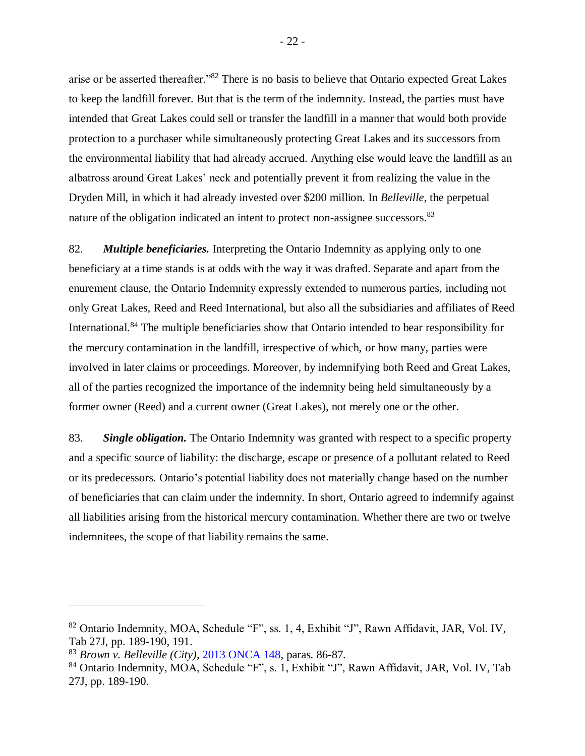arise or be asserted thereafter."[82] There is no basis to believe that Ontario expected Great Lakes to keep the landfill forever. But that is the term of the indemnity. Instead, the parties must have intended that Great Lakes could sell or transfer the landfill in a manner that would both provide protection to a purchaser while simultaneously protecting Great Lakes and its successors from the environmental liability that had already accrued. Anything else would leave the landfill as an albatross around Great Lakes' neck and potentially prevent it from realizing the value in the Dryden Mill, in which it had already invested over $200 million. In *Belleville*, the perpetual nature of the obligation indicated an intent to protect non-assignee successors.[83]

82. ***Multiple beneficiaries.*** Interpreting the Ontario Indemnity as applying only to one beneficiary at a time stands is at odds with the way it was drafted. Separate and apart from the enurement clause, the Ontario Indemnity expressly extended to numerous parties, including not only Great Lakes, Reed and Reed International, but also all the subsidiaries and affiliates of Reed International.[84] The multiple beneficiaries show that Ontario intended to bear responsibility for the mercury contamination in the landfill, irrespective of which, or how many, parties were involved in later claims or proceedings. Moreover, by indemnifying both Reed and Great Lakes, all of the parties recognized the importance of the indemnity being held simultaneously by a former owner (Reed) and a current owner (Great Lakes), not merely one or the other.

83. ***Single obligation.*** The Ontario Indemnity was granted with respect to a specific property and a specific source of liability: the discharge, escape or presence of a pollutant related to Reed or its predecessors. Ontario's potential liability does not materially change based on the number of beneficiaries that can claim under the indemnity. In short, Ontario agreed to indemnify against all liabilities arising from the historical mercury contamination. Whether there are two or twelve indemnitees, the scope of that liability remains the same.

---

[82] Ontario Indemnity, MOA, Schedule "F", ss. 1, 4, Exhibit "J", Rawn Affidavit, JAR, Vol. IV, Tab 27J, pp. 189-190, 191.

[83] *Brown v. Belleville (City)*, 2013 ONCA 148, paras. 86-87.

[84] Ontario Indemnity, MOA, Schedule "F", s. 1, Exhibit "J", Rawn Affidavit, JAR, Vol. IV, Tab 27J, pp. 189-190.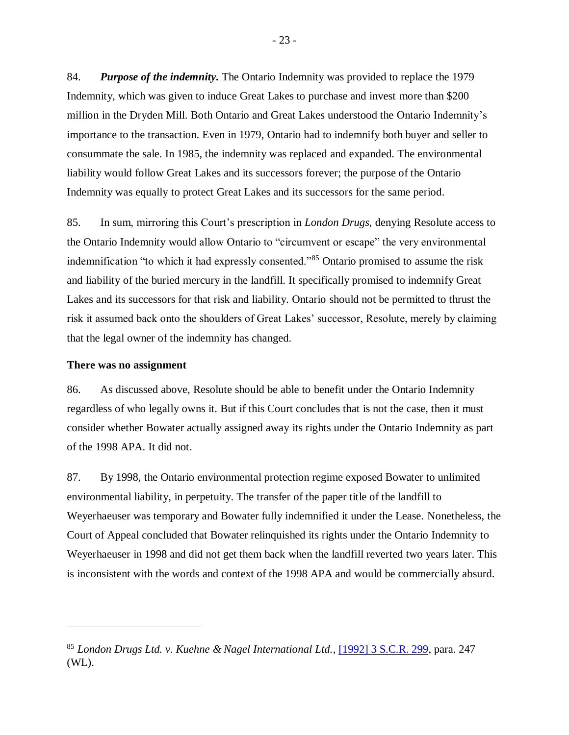84. ***Purpose of the indemnity.*** The Ontario Indemnity was provided to replace the 1979 Indemnity, which was given to induce Great Lakes to purchase and invest more than $200 million in the Dryden Mill. Both Ontario and Great Lakes understood the Ontario Indemnity's importance to the transaction. Even in 1979, Ontario had to indemnify both buyer and seller to consummate the sale. In 1985, the indemnity was replaced and expanded. The environmental liability would follow Great Lakes and its successors forever; the purpose of the Ontario Indemnity was equally to protect Great Lakes and its successors for the same period.

85. In sum, mirroring this Court's prescription in *London Drugs*, denying Resolute access to the Ontario Indemnity would allow Ontario to "circumvent or escape" the very environmental indemnification "to which it had expressly consented."[85] Ontario promised to assume the risk and liability of the buried mercury in the landfill. It specifically promised to indemnify Great Lakes and its successors for that risk and liability. Ontario should not be permitted to thrust the risk it assumed back onto the shoulders of Great Lakes' successor, Resolute, merely by claiming that the legal owner of the indemnity has changed.

**There was no assignment**

86. As discussed above, Resolute should be able to benefit under the Ontario Indemnity regardless of who legally owns it. But if this Court concludes that is not the case, then it must consider whether Bowater actually assigned away its rights under the Ontario Indemnity as part of the 1998 APA. It did not.

87. By 1998, the Ontario environmental protection regime exposed Bowater to unlimited environmental liability, in perpetuity. The transfer of the paper title of the landfill to Weyerhaeuser was temporary and Bowater fully indemnified it under the Lease. Nonetheless, the Court of Appeal concluded that Bowater relinquished its rights under the Ontario Indemnity to Weyerhaeuser in 1998 and did not get them back when the landfill reverted two years later. This is inconsistent with the words and context of the 1998 APA and would be commercially absurd.

---

[85] *London Drugs Ltd. v. Kuehne & Nagel International Ltd.*, [1992] 3 S.C.R. 299, para. 247 (WL).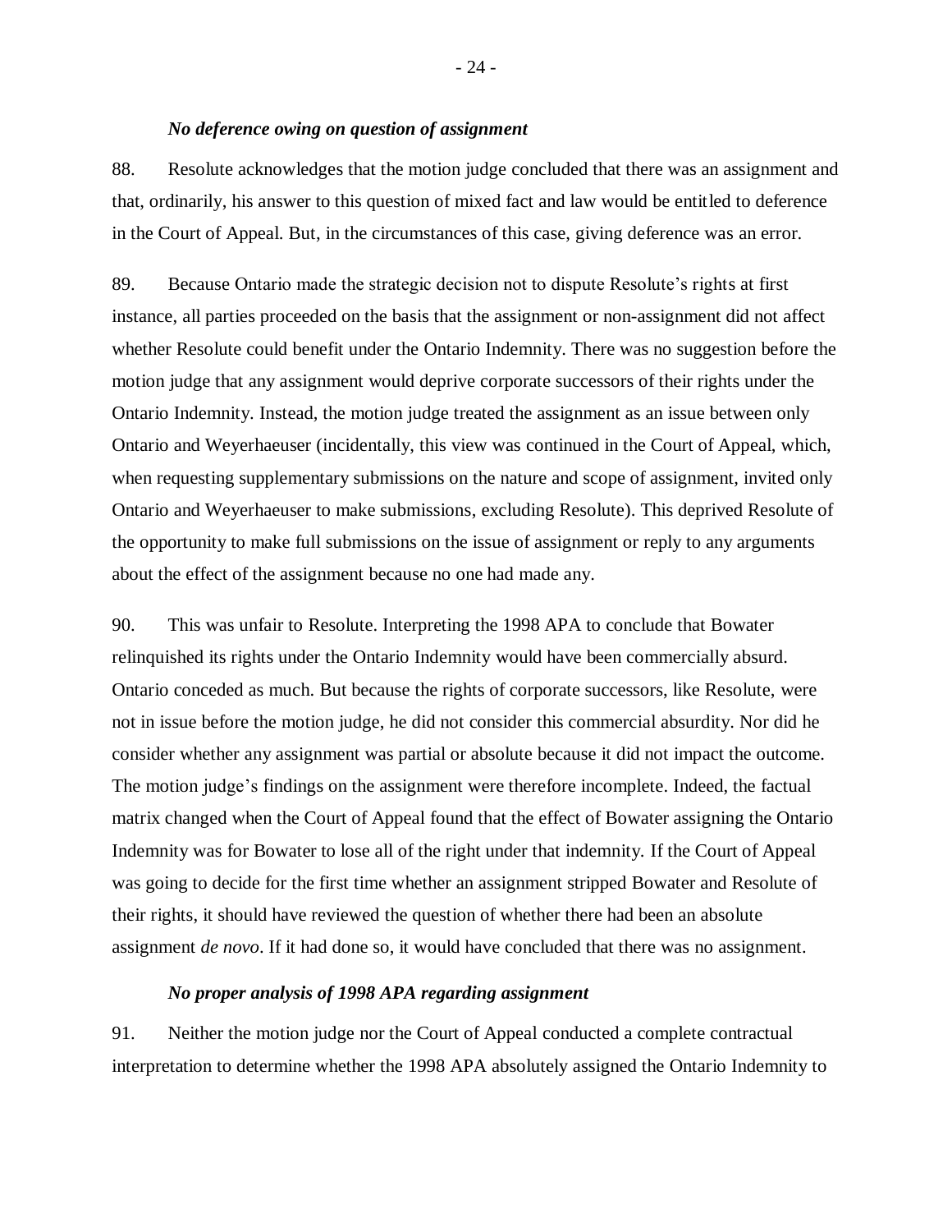### *No deference owing on question of assignment*

88. Resolute acknowledges that the motion judge concluded that there was an assignment and that, ordinarily, his answer to this question of mixed fact and law would be entitled to deference in the Court of Appeal. But, in the circumstances of this case, giving deference was an error.

89. Because Ontario made the strategic decision not to dispute Resolute's rights at first instance, all parties proceeded on the basis that the assignment or non-assignment did not affect whether Resolute could benefit under the Ontario Indemnity. There was no suggestion before the motion judge that any assignment would deprive corporate successors of their rights under the Ontario Indemnity. Instead, the motion judge treated the assignment as an issue between only Ontario and Weyerhaeuser (incidentally, this view was continued in the Court of Appeal, which, when requesting supplementary submissions on the nature and scope of assignment, invited only Ontario and Weyerhaeuser to make submissions, excluding Resolute). This deprived Resolute of the opportunity to make full submissions on the issue of assignment or reply to any arguments about the effect of the assignment because no one had made any.

90. This was unfair to Resolute. Interpreting the 1998 APA to conclude that Bowater relinquished its rights under the Ontario Indemnity would have been commercially absurd. Ontario conceded as much. But because the rights of corporate successors, like Resolute, were not in issue before the motion judge, he did not consider this commercial absurdity. Nor did he consider whether any assignment was partial or absolute because it did not impact the outcome. The motion judge's findings on the assignment were therefore incomplete. Indeed, the factual matrix changed when the Court of Appeal found that the effect of Bowater assigning the Ontario Indemnity was for Bowater to lose all of the right under that indemnity. If the Court of Appeal was going to decide for the first time whether an assignment stripped Bowater and Resolute of their rights, it should have reviewed the question of whether there had been an absolute assignment *de novo*. If it had done so, it would have concluded that there was no assignment.

### *No proper analysis of 1998 APA regarding assignment*

91. Neither the motion judge nor the Court of Appeal conducted a complete contractual interpretation to determine whether the 1998 APA absolutely assigned the Ontario Indemnity to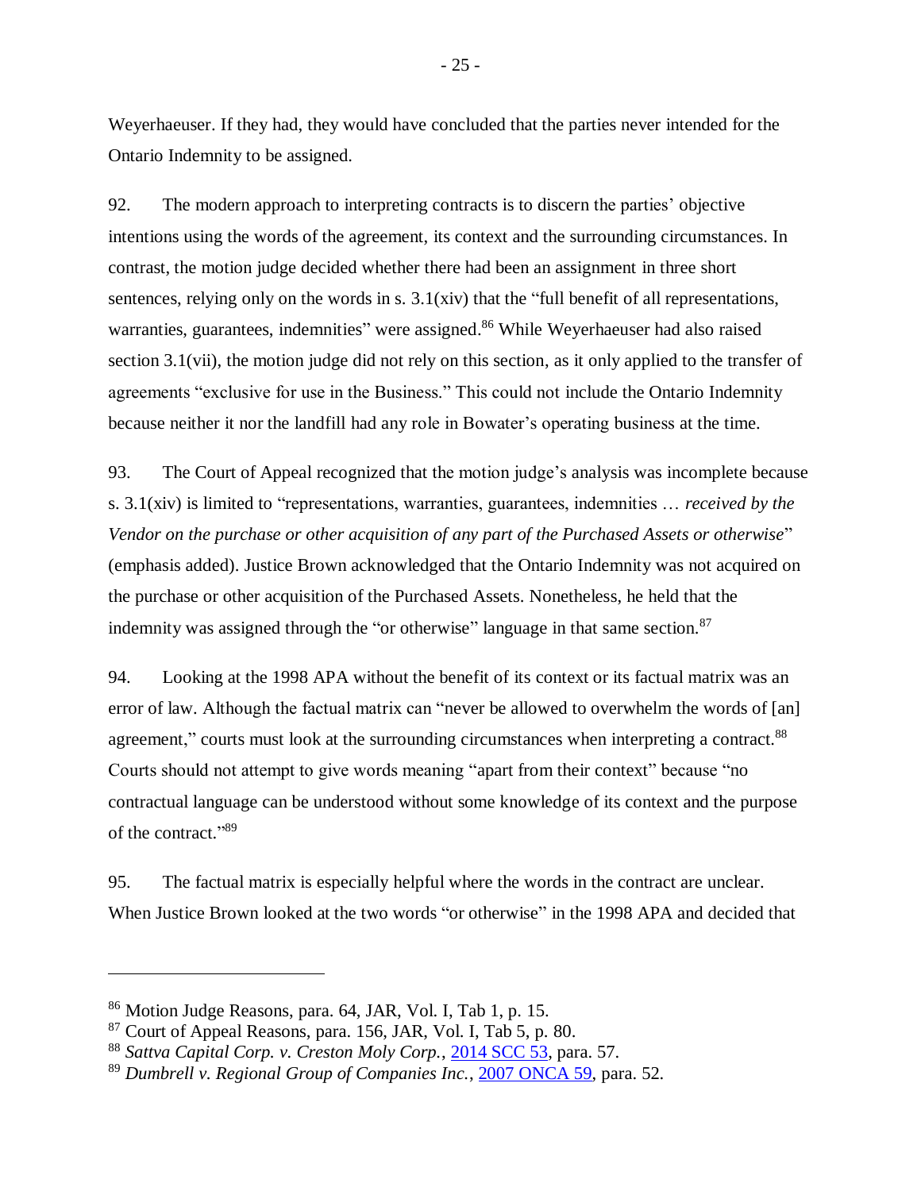Weyerhaeuser. If they had, they would have concluded that the parties never intended for the Ontario Indemnity to be assigned.

92. The modern approach to interpreting contracts is to discern the parties' objective intentions using the words of the agreement, its context and the surrounding circumstances. In contrast, the motion judge decided whether there had been an assignment in three short sentences, relying only on the words in s. 3.1(xiv) that the "full benefit of all representations, warranties, guarantees, indemnities" were assigned.[86] While Weyerhaeuser had also raised section 3.1(vii), the motion judge did not rely on this section, as it only applied to the transfer of agreements "exclusive for use in the Business." This could not include the Ontario Indemnity because neither it nor the landfill had any role in Bowater's operating business at the time.

93. The Court of Appeal recognized that the motion judge's analysis was incomplete because s. 3.1(xiv) is limited to "representations, warranties, guarantees, indemnities … *received by the Vendor on the purchase or other acquisition of any part of the Purchased Assets or otherwise*" (emphasis added). Justice Brown acknowledged that the Ontario Indemnity was not acquired on the purchase or other acquisition of the Purchased Assets. Nonetheless, he held that the indemnity was assigned through the "or otherwise" language in that same section.[87]

94. Looking at the 1998 APA without the benefit of its context or its factual matrix was an error of law. Although the factual matrix can "never be allowed to overwhelm the words of [an] agreement," courts must look at the surrounding circumstances when interpreting a contract.[88] Courts should not attempt to give words meaning "apart from their context" because "no contractual language can be understood without some knowledge of its context and the purpose of the contract."[89]

95. The factual matrix is especially helpful where the words in the contract are unclear. When Justice Brown looked at the two words "or otherwise" in the 1998 APA and decided that

---

[86] Motion Judge Reasons, para. 64, JAR, Vol. I, Tab 1, p. 15.

[87] Court of Appeal Reasons, para. 156, JAR, Vol. I, Tab 5, p. 80.

[88] *Sattva Capital Corp. v. Creston Moly Corp.*, 2014 SCC 53, para. 57.

[89] *Dumbrell v. Regional Group of Companies Inc.*, 2007 ONCA 59, para. 52.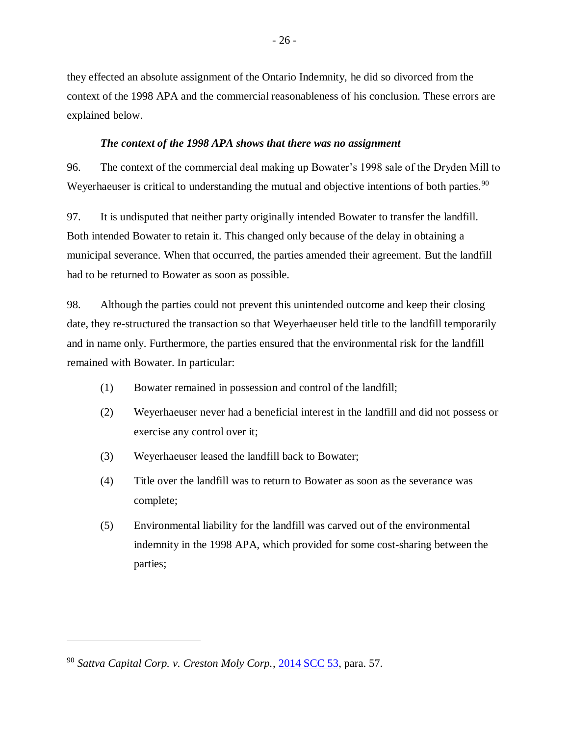they effected an absolute assignment of the Ontario Indemnity, he did so divorced from the context of the 1998 APA and the commercial reasonableness of his conclusion. These errors are explained below.

***The context of the 1998 APA shows that there was no assignment***

96. The context of the commercial deal making up Bowater's 1998 sale of the Dryden Mill to Weyerhaeuser is critical to understanding the mutual and objective intentions of both parties.[90]

97. It is undisputed that neither party originally intended Bowater to transfer the landfill. Both intended Bowater to retain it. This changed only because of the delay in obtaining a municipal severance. When that occurred, the parties amended their agreement. But the landfill had to be returned to Bowater as soon as possible.

98. Although the parties could not prevent this unintended outcome and keep their closing date, they re-structured the transaction so that Weyerhaeuser held title to the landfill temporarily and in name only. Furthermore, the parties ensured that the environmental risk for the landfill remained with Bowater. In particular:

(1) Bowater remained in possession and control of the landfill;

(2) Weyerhaeuser never had a beneficial interest in the landfill and did not possess or exercise any control over it;

(3) Weyerhaeuser leased the landfill back to Bowater;

(4) Title over the landfill was to return to Bowater as soon as the severance was complete;

(5) Environmental liability for the landfill was carved out of the environmental indemnity in the 1998 APA, which provided for some cost-sharing between the parties;

---

[90] *Sattva Capital Corp. v. Creston Moly Corp.*, 2014 SCC 53, para. 57.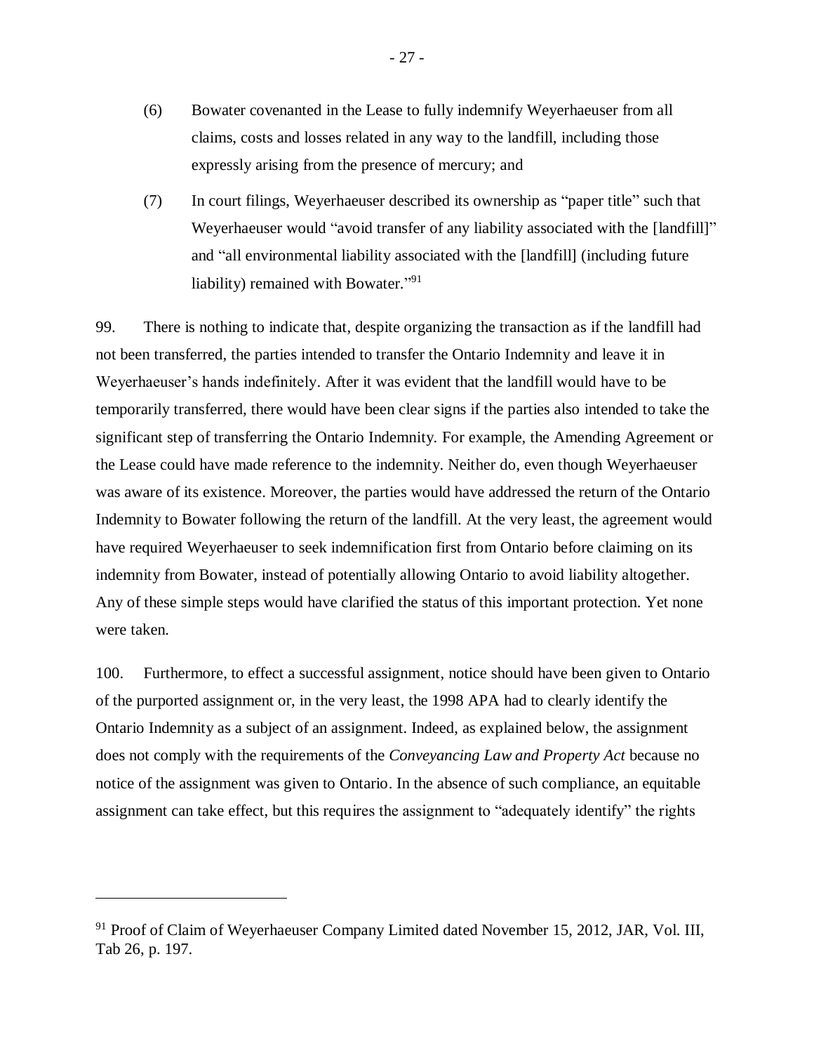(6) Bowater covenanted in the Lease to fully indemnify Weyerhaeuser from all claims, costs and losses related in any way to the landfill, including those expressly arising from the presence of mercury; and

(7) In court filings, Weyerhaeuser described its ownership as "paper title" such that Weyerhaeuser would "avoid transfer of any liability associated with the [landfill]" and "all environmental liability associated with the [landfill] (including future liability) remained with Bowater."[91]

99. There is nothing to indicate that, despite organizing the transaction as if the landfill had not been transferred, the parties intended to transfer the Ontario Indemnity and leave it in Weyerhaeuser's hands indefinitely. After it was evident that the landfill would have to be temporarily transferred, there would have been clear signs if the parties also intended to take the significant step of transferring the Ontario Indemnity. For example, the Amending Agreement or the Lease could have made reference to the indemnity. Neither do, even though Weyerhaeuser was aware of its existence. Moreover, the parties would have addressed the return of the Ontario Indemnity to Bowater following the return of the landfill. At the very least, the agreement would have required Weyerhaeuser to seek indemnification first from Ontario before claiming on its indemnity from Bowater, instead of potentially allowing Ontario to avoid liability altogether. Any of these simple steps would have clarified the status of this important protection. Yet none were taken.

100. Furthermore, to effect a successful assignment, notice should have been given to Ontario of the purported assignment or, in the very least, the 1998 APA had to clearly identify the Ontario Indemnity as a subject of an assignment. Indeed, as explained below, the assignment does not comply with the requirements of the *Conveyancing Law and Property Act* because no notice of the assignment was given to Ontario. In the absence of such compliance, an equitable assignment can take effect, but this requires the assignment to "adequately identify" the rights

---

[91] Proof of Claim of Weyerhaeuser Company Limited dated November 15, 2012, JAR, Vol. III, Tab 26, p. 197.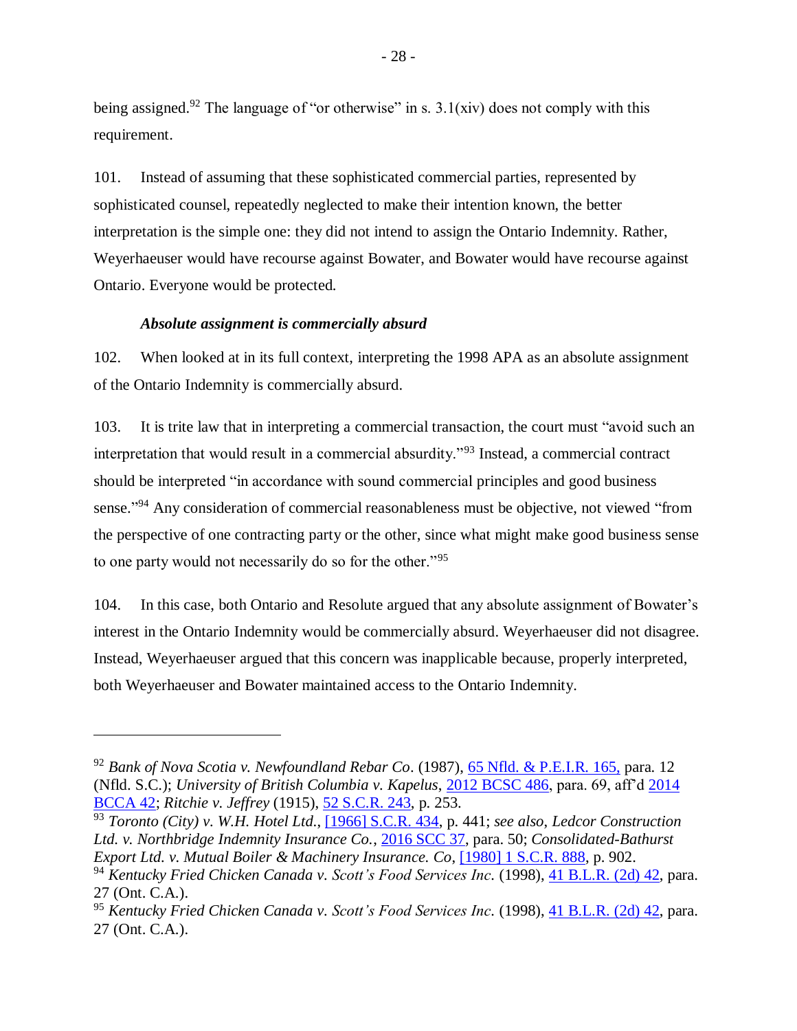being assigned.[92] The language of "or otherwise" in s. 3.1(xiv) does not comply with this requirement.

101. Instead of assuming that these sophisticated commercial parties, represented by sophisticated counsel, repeatedly neglected to make their intention known, the better interpretation is the simple one: they did not intend to assign the Ontario Indemnity. Rather, Weyerhaeuser would have recourse against Bowater, and Bowater would have recourse against Ontario. Everyone would be protected.

***Absolute assignment is commercially absurd***

102. When looked at in its full context, interpreting the 1998 APA as an absolute assignment of the Ontario Indemnity is commercially absurd.

103. It is trite law that in interpreting a commercial transaction, the court must "avoid such an interpretation that would result in a commercial absurdity."[93] Instead, a commercial contract should be interpreted "in accordance with sound commercial principles and good business sense."[94] Any consideration of commercial reasonableness must be objective, not viewed "from the perspective of one contracting party or the other, since what might make good business sense to one party would not necessarily do so for the other."[95]

104. In this case, both Ontario and Resolute argued that any absolute assignment of Bowater's interest in the Ontario Indemnity would be commercially absurd. Weyerhaeuser did not disagree. Instead, Weyerhaeuser argued that this concern was inapplicable because, properly interpreted, both Weyerhaeuser and Bowater maintained access to the Ontario Indemnity.

---

[92] *Bank of Nova Scotia v. Newfoundland Rebar Co*. (1987), 65 Nfld. & P.E.I.R. 165, para. 12 (Nfld. S.C.); *University of British Columbia v. Kapelus*, 2012 BCSC 486, para. 69, aff'd 2014 BCCA 42; *Ritchie v. Jeffrey* (1915), 52 S.C.R. 243, p. 253.

[93] *Toronto (City) v. W.H. Hotel Ltd*., [1966] S.C.R. 434, p. 441; *see also*, *Ledcor Construction Ltd. v. Northbridge Indemnity Insurance Co.*, 2016 SCC 37, para. 50; *Consolidated-Bathurst Export Ltd. v. Mutual Boiler & Machinery Insurance. Co*, [1980] 1 S.C.R. 888, p. 902.

[94] *Kentucky Fried Chicken Canada v. Scott's Food Services Inc.* (1998), 41 B.L.R. (2d) 42, para. 27 (Ont. C.A.).

[95] *Kentucky Fried Chicken Canada v. Scott's Food Services Inc.* (1998), 41 B.L.R. (2d) 42, para. 27 (Ont. C.A.).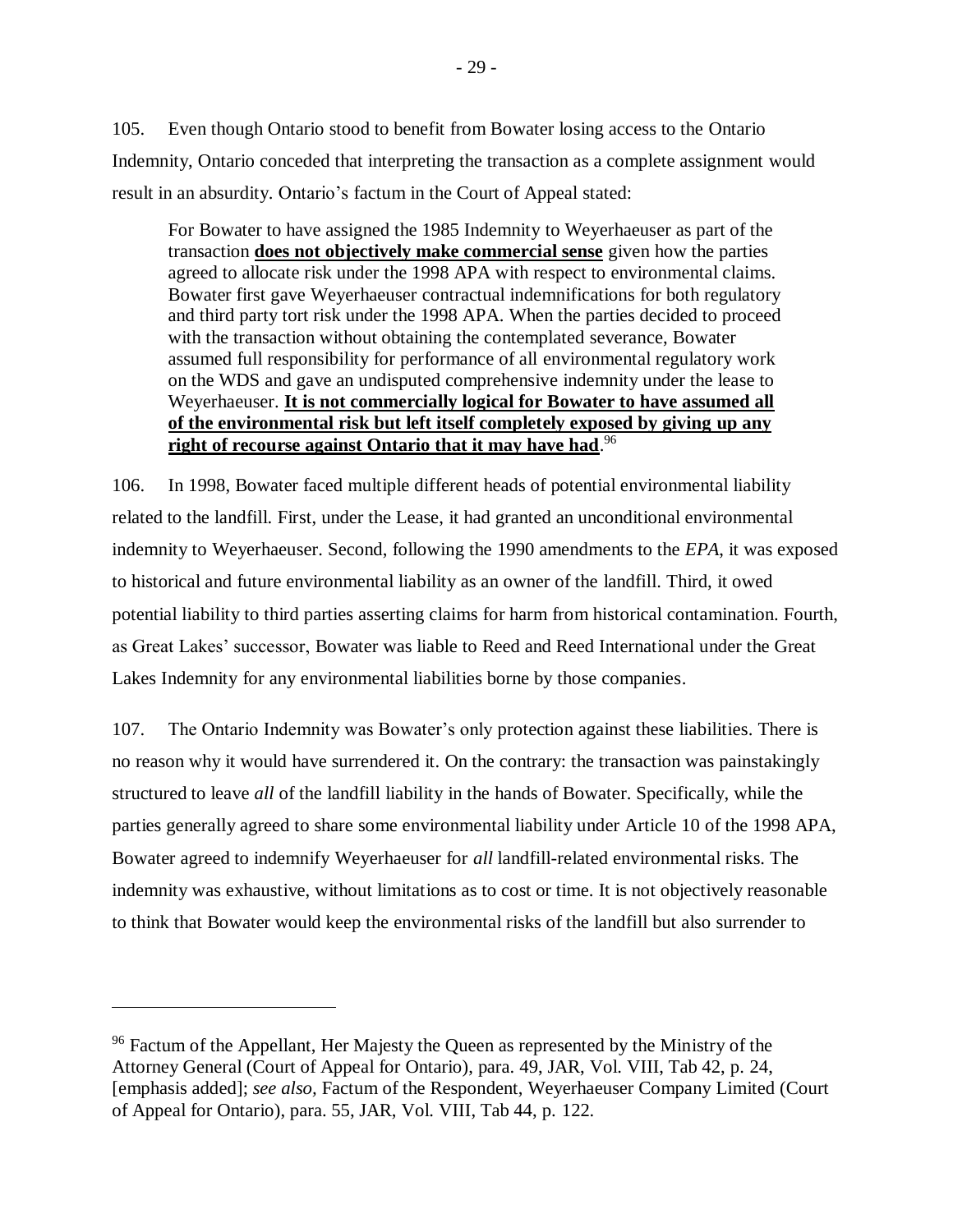105. Even though Ontario stood to benefit from Bowater losing access to the Ontario Indemnity, Ontario conceded that interpreting the transaction as a complete assignment would result in an absurdity. Ontario's factum in the Court of Appeal stated:

> For Bowater to have assigned the 1985 Indemnity to Weyerhaeuser as part of the transaction **does not objectively make commercial sense** given how the parties agreed to allocate risk under the 1998 APA with respect to environmental claims. Bowater first gave Weyerhaeuser contractual indemnifications for both regulatory and third party tort risk under the 1998 APA. When the parties decided to proceed with the transaction without obtaining the contemplated severance, Bowater assumed full responsibility for performance of all environmental regulatory work on the WDS and gave an undisputed comprehensive indemnity under the lease to Weyerhaeuser. **It is not commercially logical for Bowater to have assumed all of the environmental risk but left itself completely exposed by giving up any right of recourse against Ontario that it may have had**.[96]

106. In 1998, Bowater faced multiple different heads of potential environmental liability related to the landfill. First, under the Lease, it had granted an unconditional environmental indemnity to Weyerhaeuser. Second, following the 1990 amendments to the *EPA*, it was exposed to historical and future environmental liability as an owner of the landfill. Third, it owed potential liability to third parties asserting claims for harm from historical contamination. Fourth, as Great Lakes' successor, Bowater was liable to Reed and Reed International under the Great Lakes Indemnity for any environmental liabilities borne by those companies.

107. The Ontario Indemnity was Bowater's only protection against these liabilities. There is no reason why it would have surrendered it. On the contrary: the transaction was painstakingly structured to leave *all* of the landfill liability in the hands of Bowater. Specifically, while the parties generally agreed to share some environmental liability under Article 10 of the 1998 APA, Bowater agreed to indemnify Weyerhaeuser for *all* landfill-related environmental risks. The indemnity was exhaustive, without limitations as to cost or time. It is not objectively reasonable to think that Bowater would keep the environmental risks of the landfill but also surrender to

---

[96] Factum of the Appellant, Her Majesty the Queen as represented by the Ministry of the Attorney General (Court of Appeal for Ontario), para. 49, JAR, Vol. VIII, Tab 42, p. 24, [emphasis added]; *see also,* Factum of the Respondent, Weyerhaeuser Company Limited (Court of Appeal for Ontario), para. 55, JAR, Vol. VIII, Tab 44, p. 122.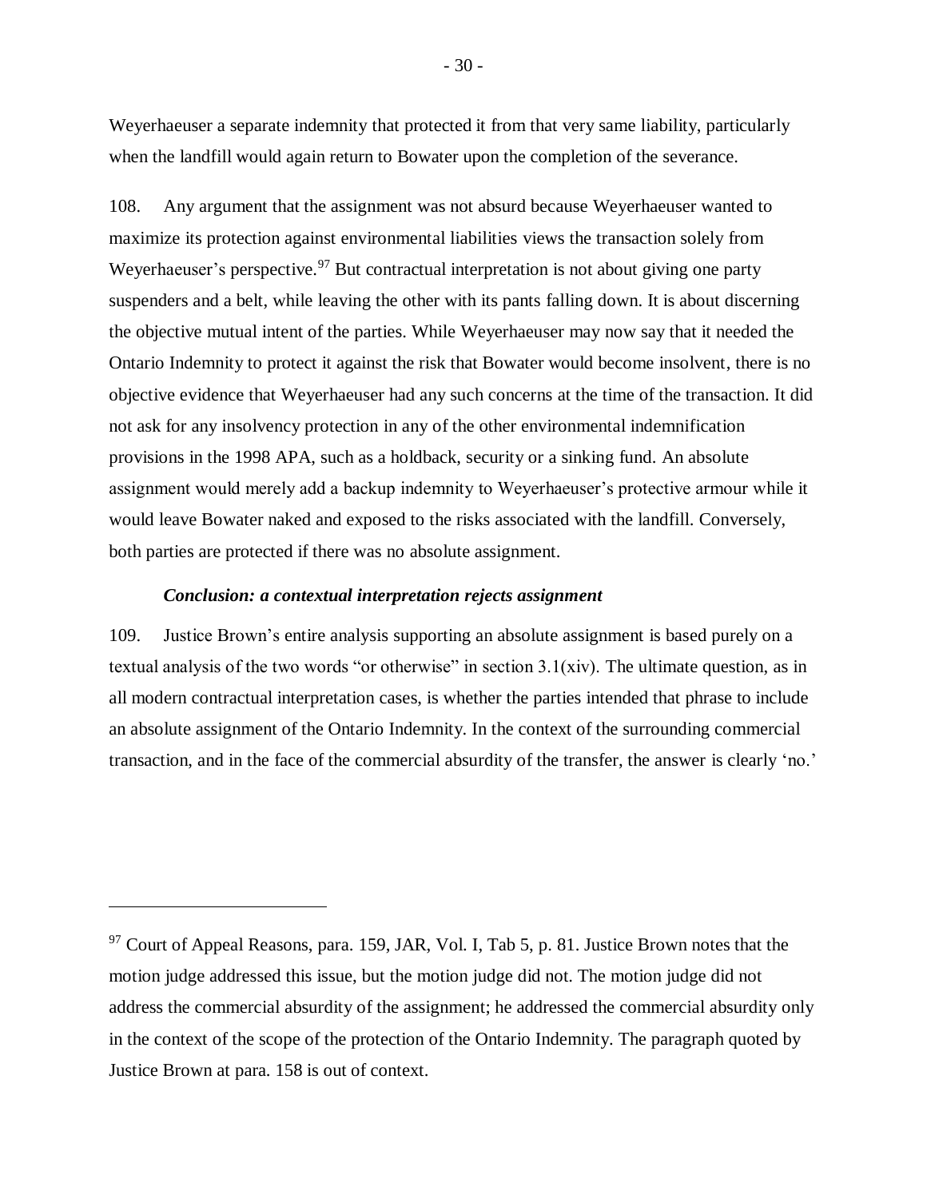Weyerhaeuser a separate indemnity that protected it from that very same liability, particularly when the landfill would again return to Bowater upon the completion of the severance.

108. Any argument that the assignment was not absurd because Weyerhaeuser wanted to maximize its protection against environmental liabilities views the transaction solely from Weyerhaeuser's perspective.[97] But contractual interpretation is not about giving one party suspenders and a belt, while leaving the other with its pants falling down. It is about discerning the objective mutual intent of the parties. While Weyerhaeuser may now say that it needed the Ontario Indemnity to protect it against the risk that Bowater would become insolvent, there is no objective evidence that Weyerhaeuser had any such concerns at the time of the transaction. It did not ask for any insolvency protection in any of the other environmental indemnification provisions in the 1998 APA, such as a holdback, security or a sinking fund. An absolute assignment would merely add a backup indemnity to Weyerhaeuser's protective armour while it would leave Bowater naked and exposed to the risks associated with the landfill. Conversely, both parties are protected if there was no absolute assignment.

***Conclusion: a contextual interpretation rejects assignment***

109. Justice Brown's entire analysis supporting an absolute assignment is based purely on a textual analysis of the two words "or otherwise" in section 3.1(xiv). The ultimate question, as in all modern contractual interpretation cases, is whether the parties intended that phrase to include an absolute assignment of the Ontario Indemnity. In the context of the surrounding commercial transaction, and in the face of the commercial absurdity of the transfer, the answer is clearly 'no.'

---

[97] Court of Appeal Reasons, para. 159, JAR, Vol. I, Tab 5, p. 81. Justice Brown notes that the motion judge addressed this issue, but the motion judge did not. The motion judge did not address the commercial absurdity of the assignment; he addressed the commercial absurdity only in the context of the scope of the protection of the Ontario Indemnity. The paragraph quoted by Justice Brown at para. 158 is out of context.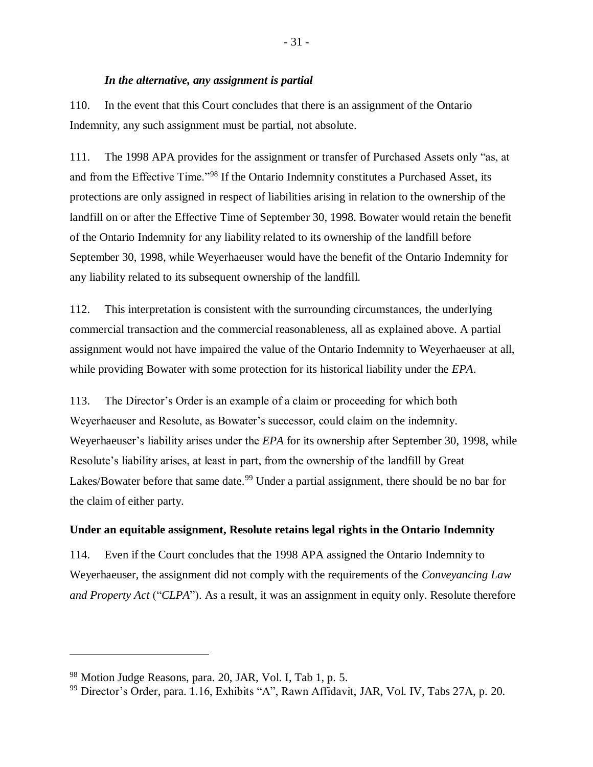*In the alternative, any assignment is partial*

110. In the event that this Court concludes that there is an assignment of the Ontario Indemnity, any such assignment must be partial, not absolute.

111. The 1998 APA provides for the assignment or transfer of Purchased Assets only "as, at and from the Effective Time."[98] If the Ontario Indemnity constitutes a Purchased Asset, its protections are only assigned in respect of liabilities arising in relation to the ownership of the landfill on or after the Effective Time of September 30, 1998. Bowater would retain the benefit of the Ontario Indemnity for any liability related to its ownership of the landfill before September 30, 1998, while Weyerhaeuser would have the benefit of the Ontario Indemnity for any liability related to its subsequent ownership of the landfill.

112. This interpretation is consistent with the surrounding circumstances, the underlying commercial transaction and the commercial reasonableness, all as explained above. A partial assignment would not have impaired the value of the Ontario Indemnity to Weyerhaeuser at all, while providing Bowater with some protection for its historical liability under the *EPA*.

113. The Director's Order is an example of a claim or proceeding for which both Weyerhaeuser and Resolute, as Bowater's successor, could claim on the indemnity. Weyerhaeuser's liability arises under the *EPA* for its ownership after September 30, 1998, while Resolute's liability arises, at least in part, from the ownership of the landfill by Great Lakes/Bowater before that same date.[99] Under a partial assignment, there should be no bar for the claim of either party.

**Under an equitable assignment, Resolute retains legal rights in the Ontario Indemnity**

114. Even if the Court concludes that the 1998 APA assigned the Ontario Indemnity to Weyerhaeuser, the assignment did not comply with the requirements of the *Conveyancing Law and Property Act* ("*CLPA*"). As a result, it was an assignment in equity only. Resolute therefore

---

[98] Motion Judge Reasons, para. 20, JAR, Vol. I, Tab 1, p. 5.

[99] Director's Order, para. 1.16, Exhibits "A", Rawn Affidavit, JAR, Vol. IV, Tabs 27A, p. 20.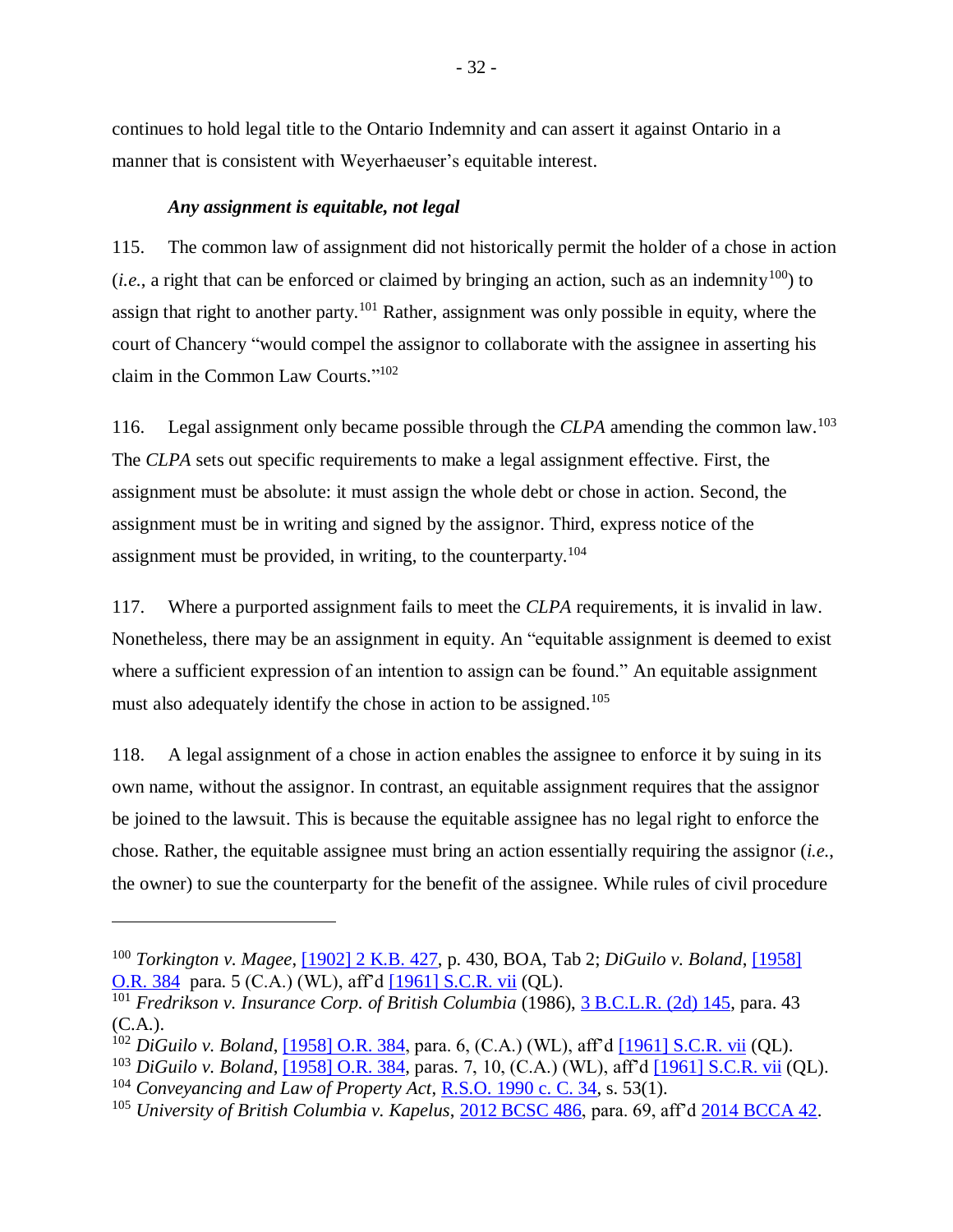continues to hold legal title to the Ontario Indemnity and can assert it against Ontario in a manner that is consistent with Weyerhaeuser's equitable interest.

***Any assignment is equitable, not legal***

115. The common law of assignment did not historically permit the holder of a chose in action (*i.e.*, a right that can be enforced or claimed by bringing an action, such as an indemnity[100]) to assign that right to another party.[101] Rather, assignment was only possible in equity, where the court of Chancery "would compel the assignor to collaborate with the assignee in asserting his claim in the Common Law Courts."[102]

116. Legal assignment only became possible through the *CLPA* amending the common law.[103] The *CLPA* sets out specific requirements to make a legal assignment effective. First, the assignment must be absolute: it must assign the whole debt or chose in action. Second, the assignment must be in writing and signed by the assignor. Third, express notice of the assignment must be provided, in writing, to the counterparty.[104]

117. Where a purported assignment fails to meet the *CLPA* requirements, it is invalid in law. Nonetheless, there may be an assignment in equity. An "equitable assignment is deemed to exist where a sufficient expression of an intention to assign can be found." An equitable assignment must also adequately identify the chose in action to be assigned.[105]

118. A legal assignment of a chose in action enables the assignee to enforce it by suing in its own name, without the assignor. In contrast, an equitable assignment requires that the assignor be joined to the lawsuit. This is because the equitable assignee has no legal right to enforce the chose. Rather, the equitable assignee must bring an action essentially requiring the assignor (*i.e.*, the owner) to sue the counterparty for the benefit of the assignee. While rules of civil procedure

---

[100] *Torkington v. Magee*, [1902] 2 K.B. 427, p. 430, BOA, Tab 2; *DiGuilo v. Boland*, [1958] O.R. 384 para. 5 (C.A.) (WL), aff'd [1961] S.C.R. vii (QL).

[101] *Fredrikson v. Insurance Corp. of British Columbia* (1986), 3 B.C.L.R. (2d) 145, para. 43 (C.A.).

[102] *DiGuilo v. Boland*, [1958] O.R. 384, para. 6, (C.A.) (WL), aff'd [1961] S.C.R. vii (QL).

[103] *DiGuilo v. Boland*, [1958] O.R. 384, paras. 7, 10, (C.A.) (WL), aff'd [1961] S.C.R. vii (QL).

[104] *Conveyancing and Law of Property Act*, R.S.O. 1990 c. C. 34, s. 53(1).

[105] *University of British Columbia v. Kapelus*, 2012 BCSC 486, para. 69, aff'd 2014 BCCA 42.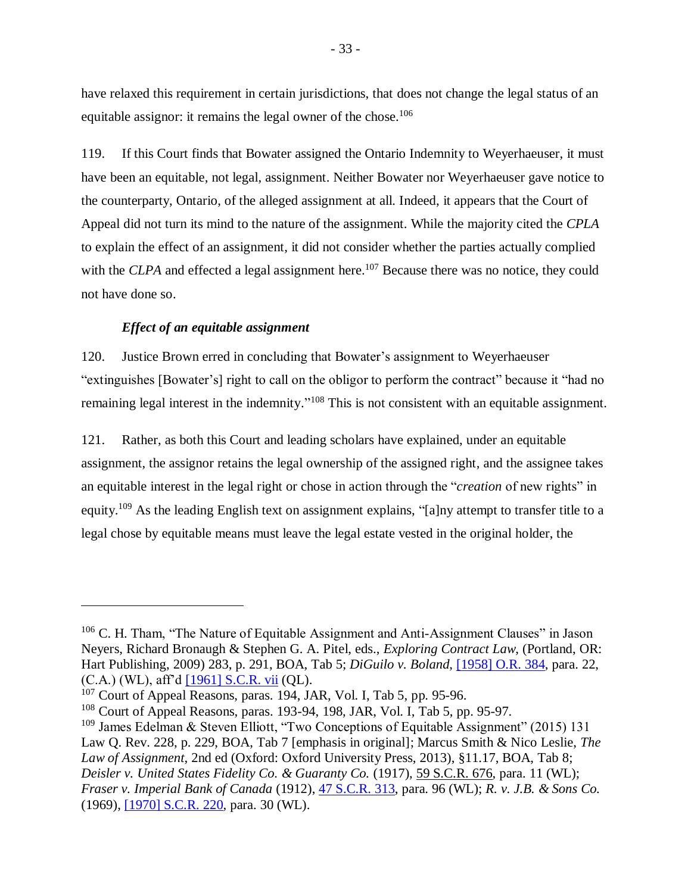have relaxed this requirement in certain jurisdictions, that does not change the legal status of an equitable assignor: it remains the legal owner of the chose.[106]

119. If this Court finds that Bowater assigned the Ontario Indemnity to Weyerhaeuser, it must have been an equitable, not legal, assignment. Neither Bowater nor Weyerhaeuser gave notice to the counterparty, Ontario, of the alleged assignment at all. Indeed, it appears that the Court of Appeal did not turn its mind to the nature of the assignment. While the majority cited the *CPLA* to explain the effect of an assignment, it did not consider whether the parties actually complied with the *CLPA* and effected a legal assignment here.[107] Because there was no notice, they could not have done so.

### *Effect of an equitable assignment*

120. Justice Brown erred in concluding that Bowater's assignment to Weyerhaeuser "extinguishes [Bowater's] right to call on the obligor to perform the contract" because it "had no remaining legal interest in the indemnity."[108] This is not consistent with an equitable assignment.

121. Rather, as both this Court and leading scholars have explained, under an equitable assignment, the assignor retains the legal ownership of the assigned right, and the assignee takes an equitable interest in the legal right or chose in action through the "*creation* of new rights" in equity.[109] As the leading English text on assignment explains, "[a]ny attempt to transfer title to a legal chose by equitable means must leave the legal estate vested in the original holder, the

---

[106] C. H. Tham, "The Nature of Equitable Assignment and Anti-Assignment Clauses" in Jason Neyers, Richard Bronaugh & Stephen G. A. Pitel, eds., *Exploring Contract Law*, (Portland, OR: Hart Publishing, 2009) 283, p. 291, BOA, Tab 5; *DiGuilo v. Boland*, [1958] O.R. 384, para. 22, (C.A.) (WL), aff'd [1961] S.C.R. vii (QL).

[107] Court of Appeal Reasons, paras. 194, JAR, Vol. I, Tab 5, pp. 95-96.

[108] Court of Appeal Reasons, paras. 193-94, 198, JAR, Vol. I, Tab 5, pp. 95-97.

[109] James Edelman & Steven Elliott, "Two Conceptions of Equitable Assignment" (2015) 131 Law Q. Rev. 228, p. 229, BOA, Tab 7 [emphasis in original]; Marcus Smith & Nico Leslie, *The Law of Assignment*, 2nd ed (Oxford: Oxford University Press, 2013), §11.17, BOA, Tab 8; *Deisler v. United States Fidelity Co. & Guaranty Co.* (1917), 59 S.C.R. 676, para. 11 (WL); *Fraser v. Imperial Bank of Canada* (1912), 47 S.C.R. 313, para. 96 (WL); *R. v. J.B. & Sons Co.* (1969), [1970] S.C.R. 220, para. 30 (WL).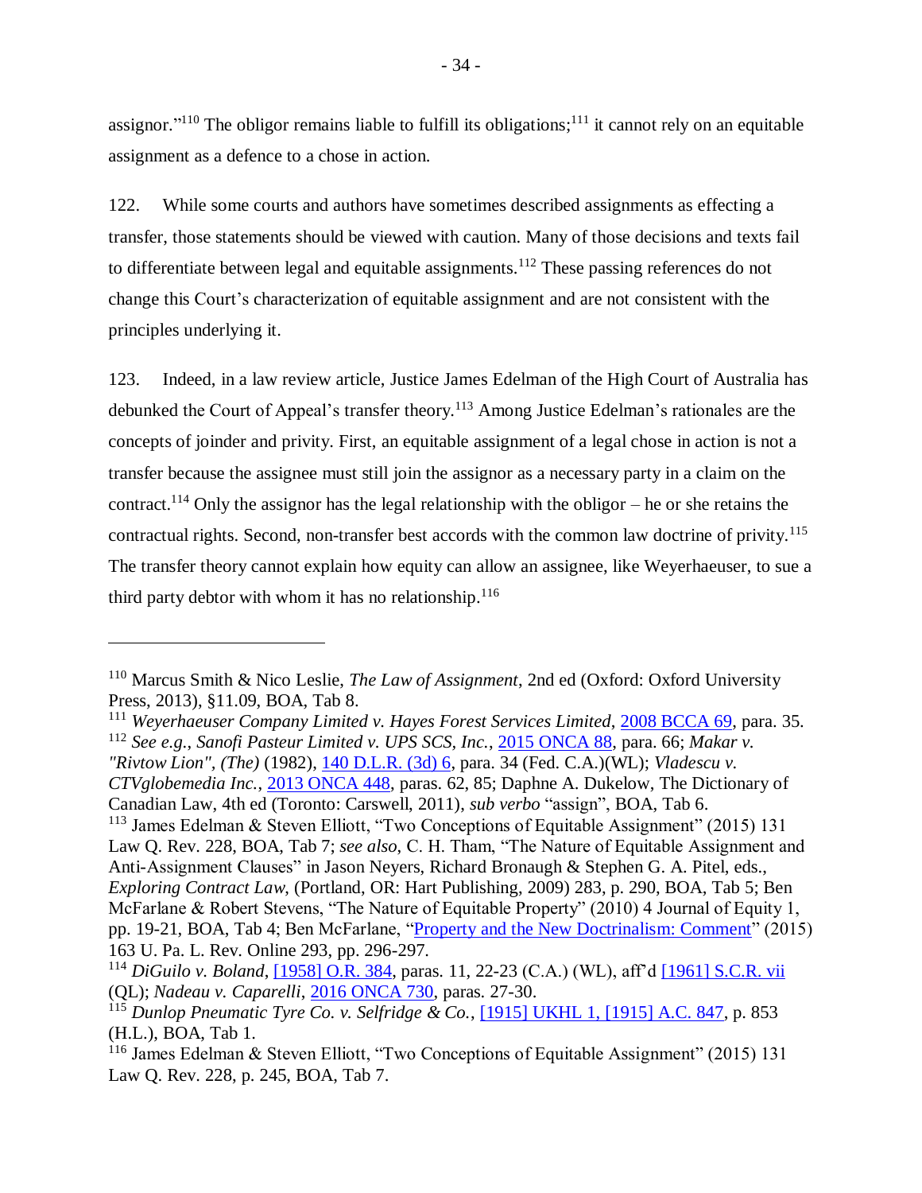assignor."[110] The obligor remains liable to fulfill its obligations;[111] it cannot rely on an equitable assignment as a defence to a chose in action.

122. While some courts and authors have sometimes described assignments as effecting a transfer, those statements should be viewed with caution. Many of those decisions and texts fail to differentiate between legal and equitable assignments.[112] These passing references do not change this Court's characterization of equitable assignment and are not consistent with the principles underlying it.

123. Indeed, in a law review article, Justice James Edelman of the High Court of Australia has debunked the Court of Appeal's transfer theory.[113] Among Justice Edelman's rationales are the concepts of joinder and privity. First, an equitable assignment of a legal chose in action is not a transfer because the assignee must still join the assignor as a necessary party in a claim on the contract.[114] Only the assignor has the legal relationship with the obligor – he or she retains the contractual rights. Second, non-transfer best accords with the common law doctrine of privity.[115] The transfer theory cannot explain how equity can allow an assignee, like Weyerhaeuser, to sue a third party debtor with whom it has no relationship.[116]

---

[110] Marcus Smith & Nico Leslie, *The Law of Assignment*, 2nd ed (Oxford: Oxford University Press, 2013), §11.09, BOA, Tab 8.

[111] *Weyerhaeuser Company Limited v. Hayes Forest Services Limited*, 2008 BCCA 69, para. 35.

[112] *See e.g.*, *Sanofi Pasteur Limited v. UPS SCS, Inc.*, 2015 ONCA 88, para. 66; *Makar v. "Rivtow Lion", (The)* (1982), 140 D.L.R. (3d) 6, para. 34 (Fed. C.A.)(WL); *Vladescu v. CTVglobemedia Inc.*, 2013 ONCA 448, paras. 62, 85; Daphne A. Dukelow, The Dictionary of Canadian Law, 4th ed (Toronto: Carswell, 2011), *sub verbo* "assign", BOA, Tab 6.

[113] James Edelman & Steven Elliott, "Two Conceptions of Equitable Assignment" (2015) 131 Law Q. Rev. 228, BOA, Tab 7; *see also*, C. H. Tham, "The Nature of Equitable Assignment and Anti-Assignment Clauses" in Jason Neyers, Richard Bronaugh & Stephen G. A. Pitel, eds., *Exploring Contract Law*, (Portland, OR: Hart Publishing, 2009) 283, p. 290, BOA, Tab 5; Ben McFarlane & Robert Stevens, "The Nature of Equitable Property" (2010) 4 Journal of Equity 1, pp. 19-21, BOA, Tab 4; Ben McFarlane, "Property and the New Doctrinalism: Comment" (2015) 163 U. Pa. L. Rev. Online 293, pp. 296-297.

[114] *DiGuilo v. Boland*, [1958] O.R. 384, paras. 11, 22-23 (C.A.) (WL), aff'd [1961] S.C.R. vii (QL); *Nadeau v. Caparelli*, 2016 ONCA 730, paras. 27-30.

[115] *Dunlop Pneumatic Tyre Co. v. Selfridge & Co.*, [1915] UKHL 1, [1915] A.C. 847, p. 853 (H.L.), BOA, Tab 1.

[116] James Edelman & Steven Elliott, "Two Conceptions of Equitable Assignment" (2015) 131 Law Q. Rev. 228, p. 245, BOA, Tab 7.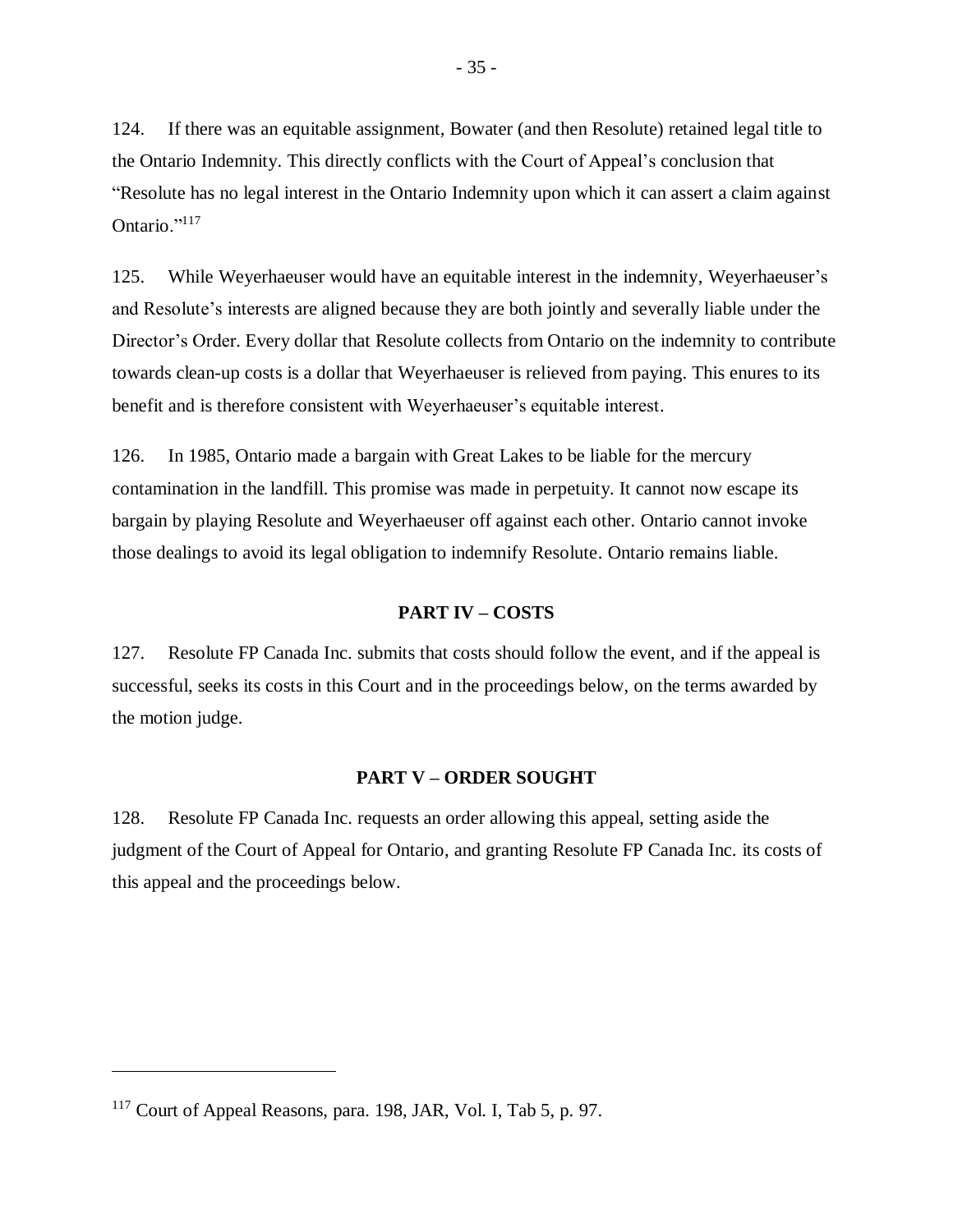124. If there was an equitable assignment, Bowater (and then Resolute) retained legal title to the Ontario Indemnity. This directly conflicts with the Court of Appeal's conclusion that "Resolute has no legal interest in the Ontario Indemnity upon which it can assert a claim against Ontario."[117]

125. While Weyerhaeuser would have an equitable interest in the indemnity, Weyerhaeuser's and Resolute's interests are aligned because they are both jointly and severally liable under the Director's Order. Every dollar that Resolute collects from Ontario on the indemnity to contribute towards clean-up costs is a dollar that Weyerhaeuser is relieved from paying. This enures to its benefit and is therefore consistent with Weyerhaeuser's equitable interest.

126. In 1985, Ontario made a bargain with Great Lakes to be liable for the mercury contamination in the landfill. This promise was made in perpetuity. It cannot now escape its bargain by playing Resolute and Weyerhaeuser off against each other. Ontario cannot invoke those dealings to avoid its legal obligation to indemnify Resolute. Ontario remains liable.

## PART IV – COSTS

127. Resolute FP Canada Inc. submits that costs should follow the event, and if the appeal is successful, seeks its costs in this Court and in the proceedings below, on the terms awarded by the motion judge.

## PART V – ORDER SOUGHT

128. Resolute FP Canada Inc. requests an order allowing this appeal, setting aside the judgment of the Court of Appeal for Ontario, and granting Resolute FP Canada Inc. its costs of this appeal and the proceedings below.

---

[117] Court of Appeal Reasons, para. 198, JAR, Vol. I, Tab 5, p. 97.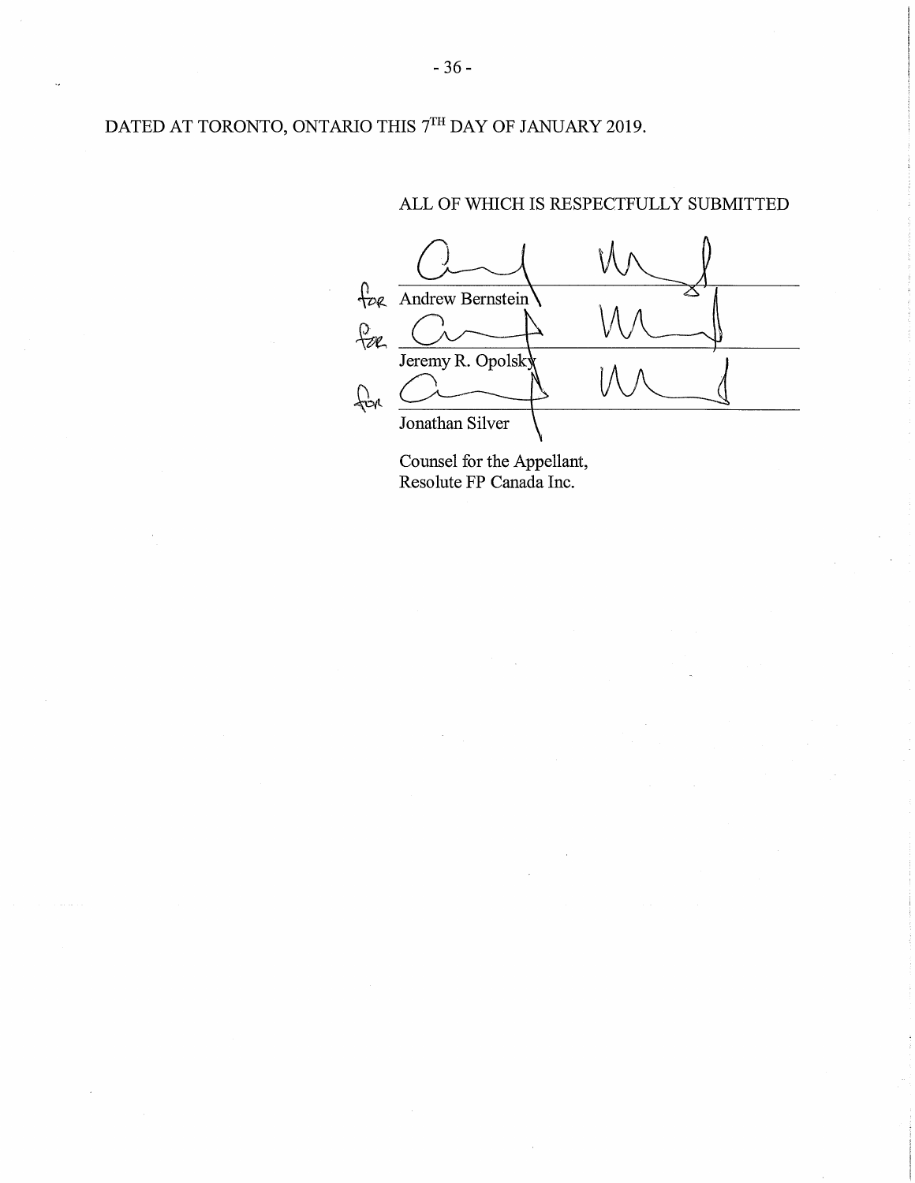DATED AT TORONTO, ONTARIO THIS 7TH DAY OF JANUARY 2019.

ALL OF WHICH IS RESPECTFULLY SUBMITTED

for Andrew Bernstein

for Jeremy R. Opolsky

for Jonathan Silver

Counsel for the Appellant,
Resolute FP Canada Inc.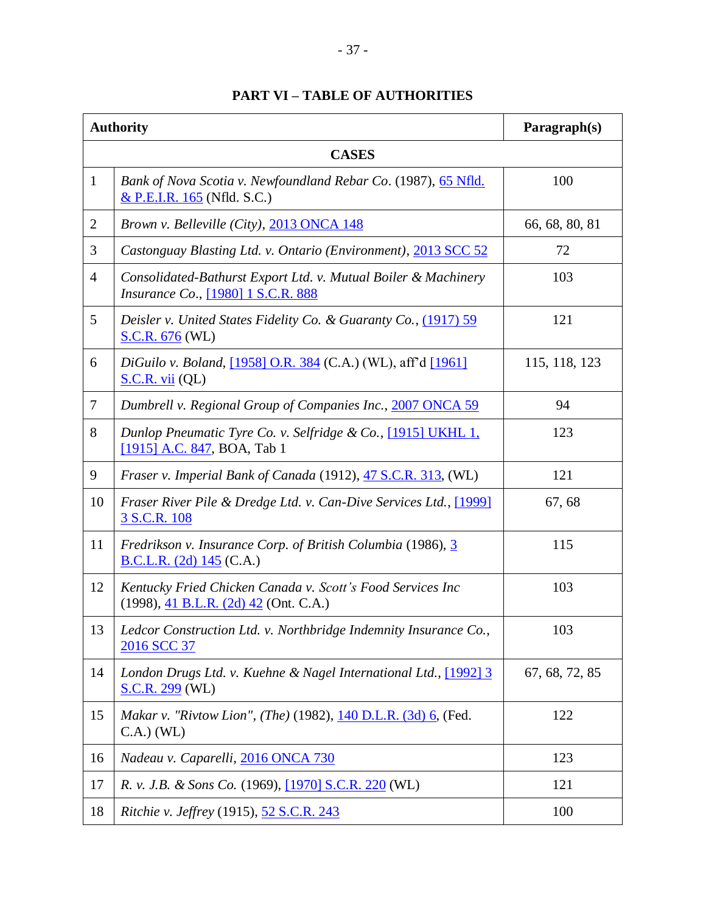## PART VI – TABLE OF AUTHORITIES

| | Authority | Paragraph(s) |
|---|---|---|
| | **CASES** | |
| 1 | *Bank of Nova Scotia v. Newfoundland Rebar Co*. (1987), 65 Nfld. & P.E.I.R. 165 (Nfld. S.C.) | 100 |
| 2 | *Brown v. Belleville (City)*, 2013 ONCA 148 | 66, 68, 80, 81 |
| 3 | *Castonguay Blasting Ltd. v. Ontario (Environment)*, 2013 SCC 52 | 72 |
| 4 | *Consolidated-Bathurst Export Ltd. v. Mutual Boiler & Machinery Insurance Co*., [1980] 1 S.C.R. 888 | 103 |
| 5 | *Deisler v. United States Fidelity Co. & Guaranty Co.*, (1917) 59 S.C.R. 676 (WL) | 121 |
| 6 | *DiGuilo v. Boland*, [1958] O.R. 384 (C.A.) (WL), aff'd [1961] S.C.R. vii (QL) | 115, 118, 123 |
| 7 | *Dumbrell v. Regional Group of Companies Inc.*, 2007 ONCA 59 | 94 |
| 8 | *Dunlop Pneumatic Tyre Co. v. Selfridge & Co.*, [1915] UKHL 1, [1915] A.C. 847, BOA, Tab 1 | 123 |
| 9 | *Fraser v. Imperial Bank of Canada* (1912), 47 S.C.R. 313, (WL) | 121 |
| 10 | *Fraser River Pile & Dredge Ltd. v. Can-Dive Services Ltd.*, [1999] 3 S.C.R. 108 | 67, 68 |
| 11 | *Fredrikson v. Insurance Corp. of British Columbia* (1986), 3 B.C.L.R. (2d) 145 (C.A.) | 115 |
| 12 | *Kentucky Fried Chicken Canada v. Scott's Food Services Inc* (1998), 41 B.L.R. (2d) 42 (Ont. C.A.) | 103 |
| 13 | *Ledcor Construction Ltd. v. Northbridge Indemnity Insurance Co.*, 2016 SCC 37 | 103 |
| 14 | *London Drugs Ltd. v. Kuehne & Nagel International Ltd.*, [1992] 3 S.C.R. 299 (WL) | 67, 68, 72, 85 |
| 15 | *Makar v. "Rivtow Lion", (The)* (1982), 140 D.L.R. (3d) 6, (Fed. C.A.) (WL) | 122 |
| 16 | *Nadeau v. Caparelli*, 2016 ONCA 730 | 123 |
| 17 | *R. v. J.B. & Sons Co.* (1969), [1970] S.C.R. 220 (WL) | 121 |
| 18 | *Ritchie v. Jeffrey* (1915), 52 S.C.R. 243 | 100 |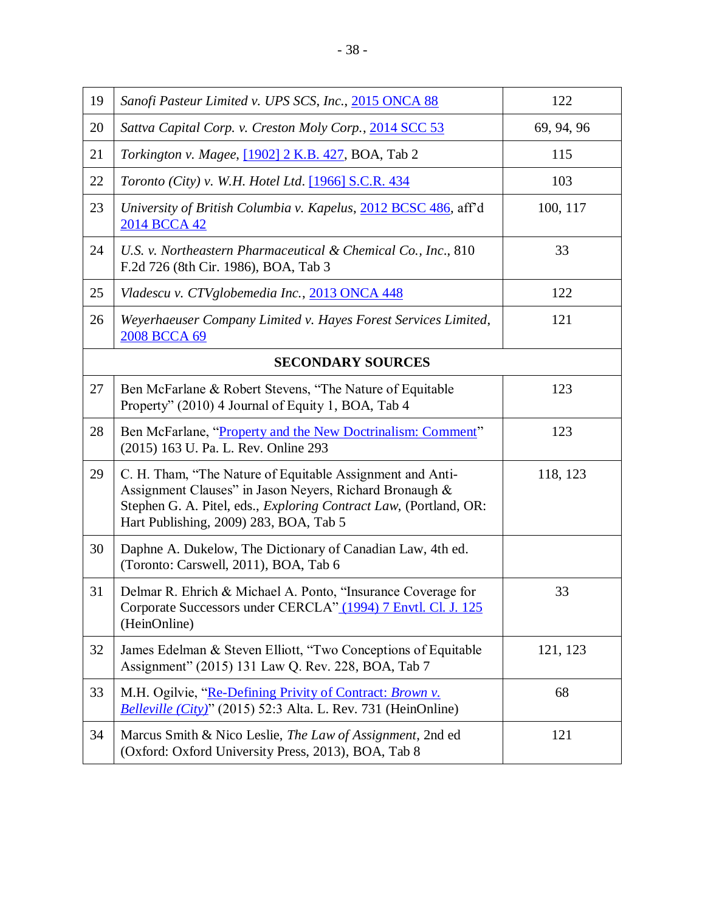| 19 | *Sanofi Pasteur Limited v. UPS SCS, Inc.*, 2015 ONCA 88 | 122 |
|---|---|---|
| 20 | *Sattva Capital Corp. v. Creston Moly Corp.*, 2014 SCC 53 | 69, 94, 96 |
| 21 | *Torkington v. Magee*, [1902] 2 K.B. 427, BOA, Tab 2 | 115 |
| 22 | *Toronto (City) v. W.H. Hotel Ltd*. [1966] S.C.R. 434 | 103 |
| 23 | *University of British Columbia v. Kapelus*, 2012 BCSC 486, aff'd 2014 BCCA 42 | 100, 117 |
| 24 | *U.S. v. Northeastern Pharmaceutical & Chemical Co., Inc*., 810 F.2d 726 (8th Cir. 1986), BOA, Tab 3 | 33 |
| 25 | *Vladescu v. CTVglobemedia Inc.*, 2013 ONCA 448 | 122 |
| 26 | *Weyerhaeuser Company Limited v. Hayes Forest Services Limited*, 2008 BCCA 69 | 121 |
| | **SECONDARY SOURCES** | |
| 27 | Ben McFarlane & Robert Stevens, "The Nature of Equitable Property" (2010) 4 Journal of Equity 1, BOA, Tab 4 | 123 |
| 28 | Ben McFarlane, "Property and the New Doctrinalism: Comment" (2015) 163 U. Pa. L. Rev. Online 293 | 123 |
| 29 | C. H. Tham, "The Nature of Equitable Assignment and Anti-Assignment Clauses" in Jason Neyers, Richard Bronaugh & Stephen G. A. Pitel, eds., *Exploring Contract Law*, (Portland, OR: Hart Publishing, 2009) 283, BOA, Tab 5 | 118, 123 |
| 30 | Daphne A. Dukelow, The Dictionary of Canadian Law, 4th ed. (Toronto: Carswell, 2011), BOA, Tab 6 | |
| 31 | Delmar R. Ehrich & Michael A. Ponto, "Insurance Coverage for Corporate Successors under CERCLA" (1994) 7 Envtl. Cl. J. 125 (HeinOnline) | 33 |
| 32 | James Edelman & Steven Elliott, "Two Conceptions of Equitable Assignment" (2015) 131 Law Q. Rev. 228, BOA, Tab 7 | 121, 123 |
| 33 | M.H. Ogilvie, "Re-Defining Privity of Contract: *Brown v. Belleville (City)*" (2015) 52:3 Alta. L. Rev. 731 (HeinOnline) | 68 |
| 34 | Marcus Smith & Nico Leslie, *The Law of Assignment*, 2nd ed (Oxford: Oxford University Press, 2013), BOA, Tab 8 | 121 |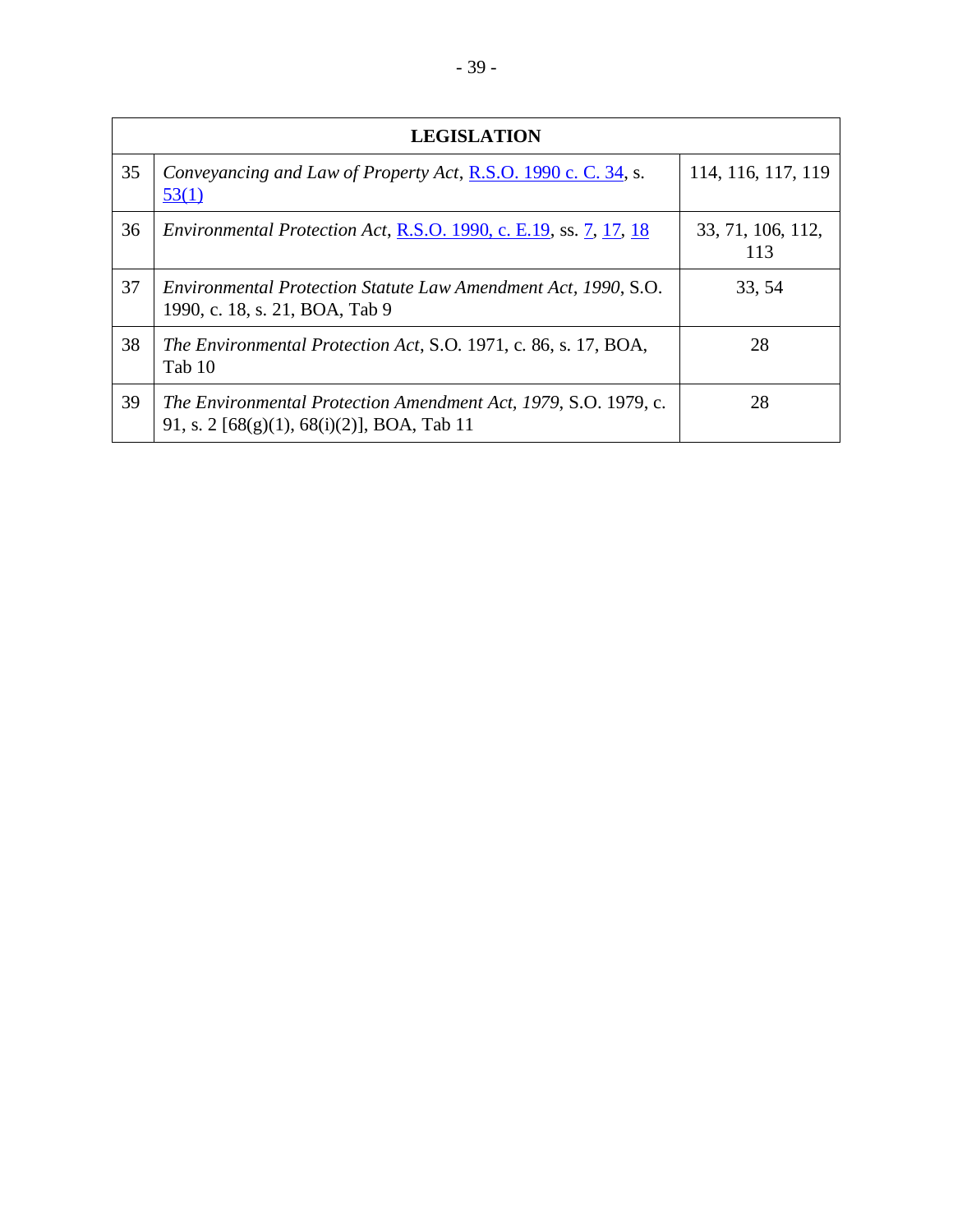| LEGISLATION | | |
|---|---|---|
| 35 | *Conveyancing and Law of Property Act*, R.S.O. 1990 c. C. 34, s. 53(1) | 114, 116, 117, 119 |
| 36 | *Environmental Protection Act*, R.S.O. 1990, c. E.19, ss. 7, 17, 18 | 33, 71, 106, 112, 113 |
| 37 | *Environmental Protection Statute Law Amendment Act, 1990*, S.O. 1990, c. 18, s. 21, BOA, Tab 9 | 33, 54 |
| 38 | *The Environmental Protection Act*, S.O. 1971, c. 86, s. 17, BOA, Tab 10 | 28 |
| 39 | *The Environmental Protection Amendment Act, 1979*, S.O. 1979, c. 91, s. 2 [68(g)(1), 68(i)(2)], BOA, Tab 11 | 28 |